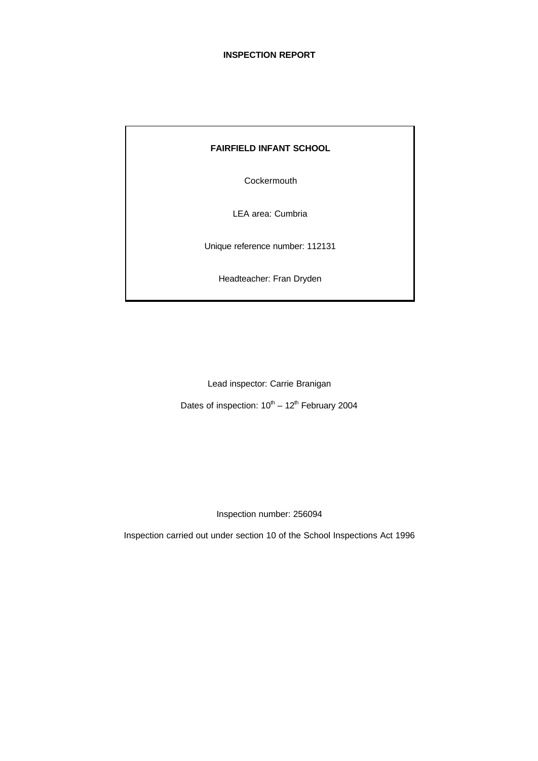# INSPECTION REPORT

**FAIRFIELD INFANT SCHOOL**

Cockermouth

LEA area: Cumbria

Unique reference number: 112131

Headteacher: Fran Dryden

Lead inspector: Carrie Branigan

Dates of inspection: 10th – 12th February 2004

Inspection number: 256094

Inspection carried out under section 10 of the School Inspections Act 1996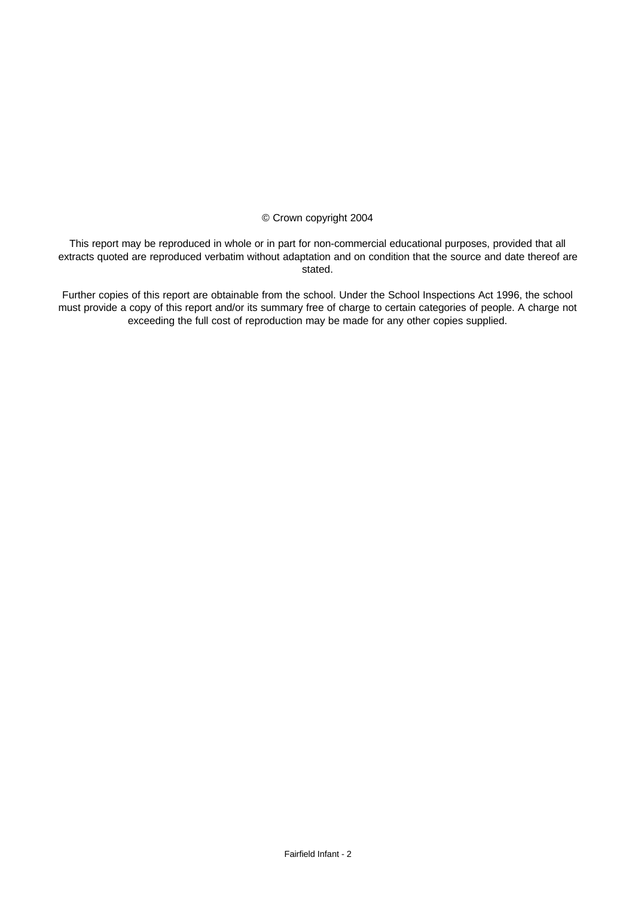© Crown copyright 2004

This report may be reproduced in whole or in part for non-commercial educational purposes, provided that all extracts quoted are reproduced verbatim without adaptation and on condition that the source and date thereof are stated.

Further copies of this report are obtainable from the school. Under the School Inspections Act 1996, the school must provide a copy of this report and/or its summary free of charge to certain categories of people. A charge not exceeding the full cost of reproduction may be made for any other copies supplied.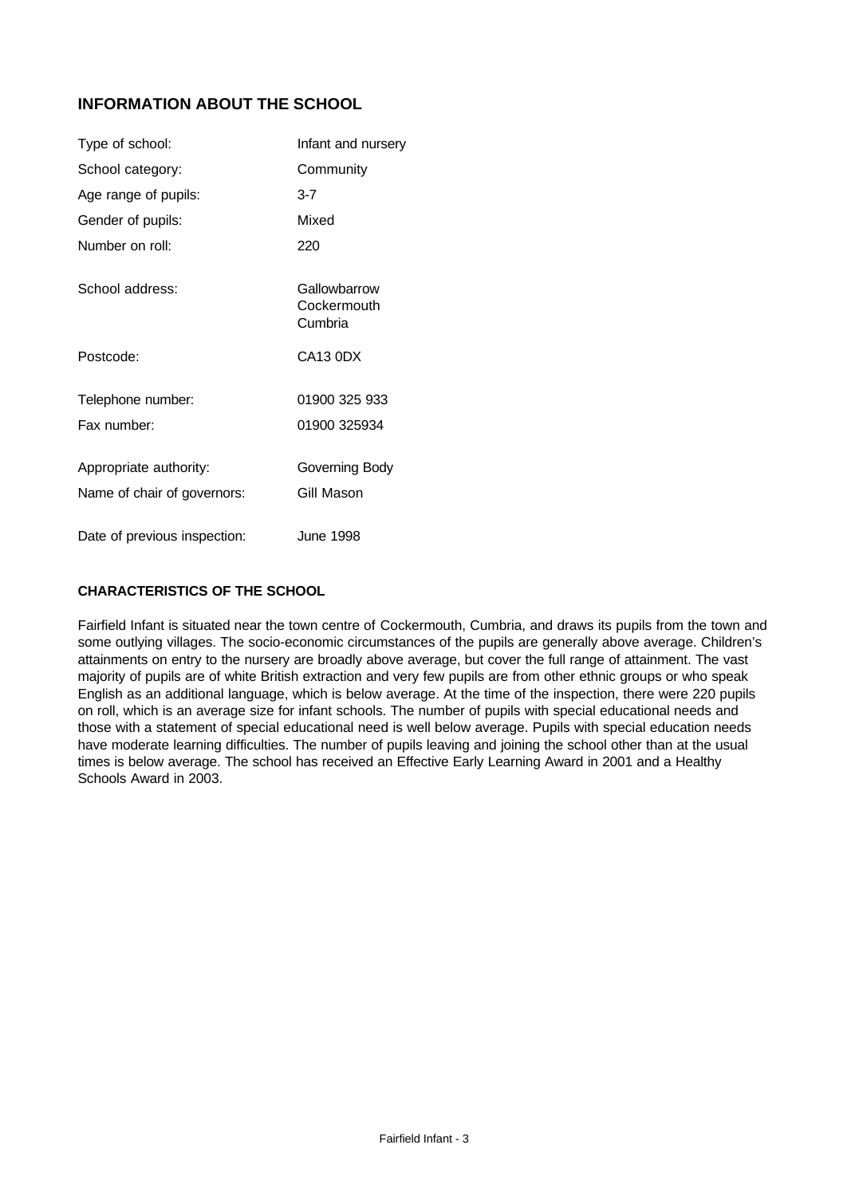## INFORMATION ABOUT THE SCHOOL

| | |
|---|---|
| Type of school: | Infant and nursery |
| School category: | Community |
| Age range of pupils: | 3-7 |
| Gender of pupils: | Mixed |
| Number on roll: | 220 |
| School address: | Gallowbarrow<br>Cockermouth<br>Cumbria |
| Postcode: | CA13 0DX |
| Telephone number: | 01900 325 933 |
| Fax number: | 01900 325934 |
| Appropriate authority: | Governing Body |
| Name of chair of governors: | Gill Mason |
| Date of previous inspection: | June 1998 |

### CHARACTERISTICS OF THE SCHOOL

Fairfield Infant is situated near the town centre of Cockermouth, Cumbria, and draws its pupils from the town and some outlying villages. The socio-economic circumstances of the pupils are generally above average. Children's attainments on entry to the nursery are broadly above average, but cover the full range of attainment. The vast majority of pupils are of white British extraction and very few pupils are from other ethnic groups or who speak English as an additional language, which is below average. At the time of the inspection, there were 220 pupils on roll, which is an average size for infant schools. The number of pupils with special educational needs and those with a statement of special educational need is well below average. Pupils with special education needs have moderate learning difficulties. The number of pupils leaving and joining the school other than at the usual times is below average. The school has received an Effective Early Learning Award in 2001 and a Healthy Schools Award in 2003.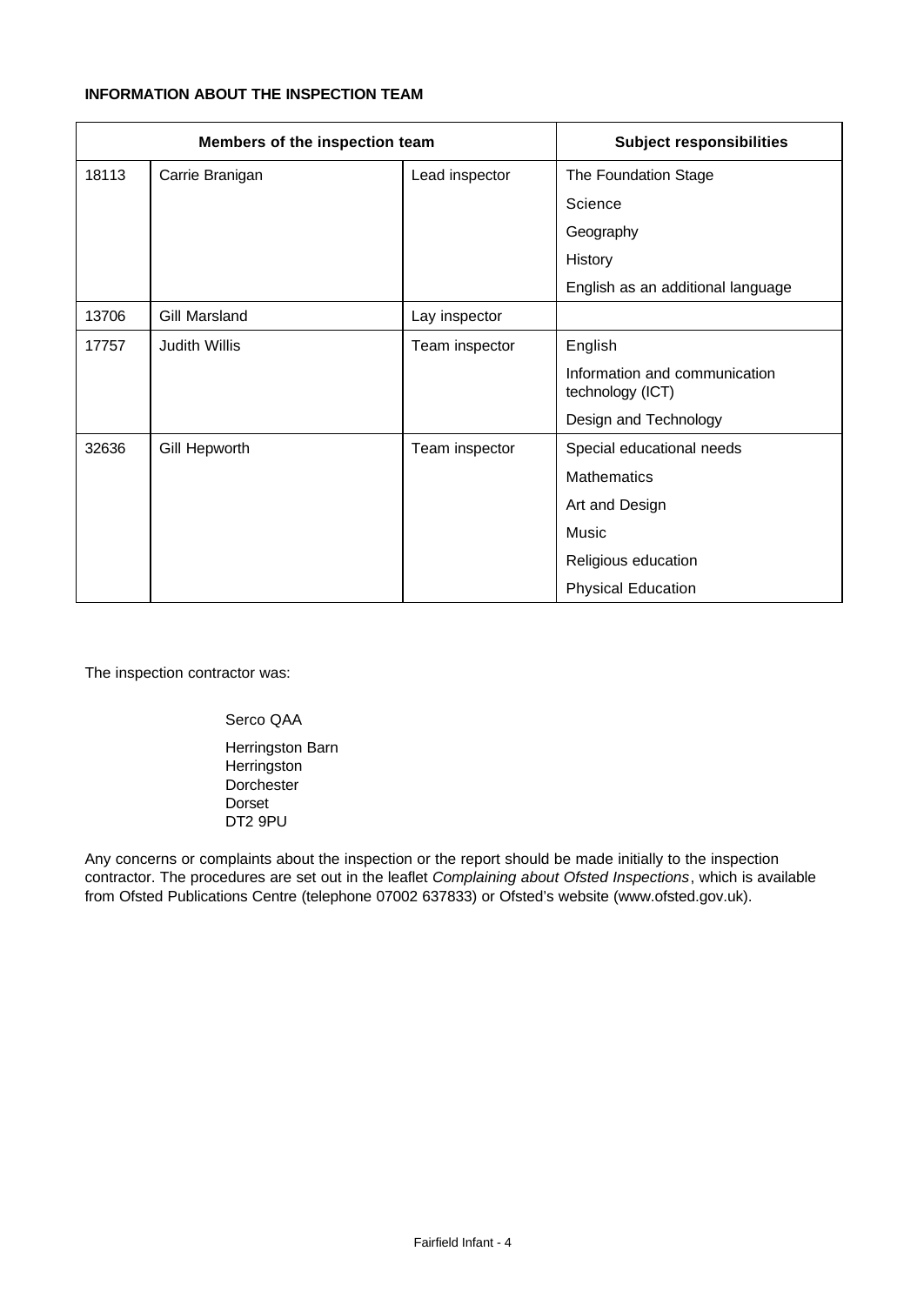**INFORMATION ABOUT THE INSPECTION TEAM**

| Members of the inspection team | | | Subject responsibilities |
|---|---|---|---|
| 18113 | Carrie Branigan | Lead inspector | The Foundation Stage |
| | | | Science |
| | | | Geography |
| | | | History |
| | | | English as an additional language |
| 13706 | Gill Marsland | Lay inspector | |
| 17757 | Judith Willis | Team inspector | English |
| | | | Information and communication technology (ICT) |
| | | | Design and Technology |
| 32636 | Gill Hepworth | Team inspector | Special educational needs |
| | | | Mathematics |
| | | | Art and Design |
| | | | Music |
| | | | Religious education |
| | | | Physical Education |

The inspection contractor was:

Serco QAA

Herringston Barn
Herringston
Dorchester
Dorset
DT2 9PU

Any concerns or complaints about the inspection or the report should be made initially to the inspection contractor. The procedures are set out in the leaflet *Complaining about Ofsted Inspections*, which is available from Ofsted Publications Centre (telephone 07002 637833) or Ofsted's website (www.ofsted.gov.uk).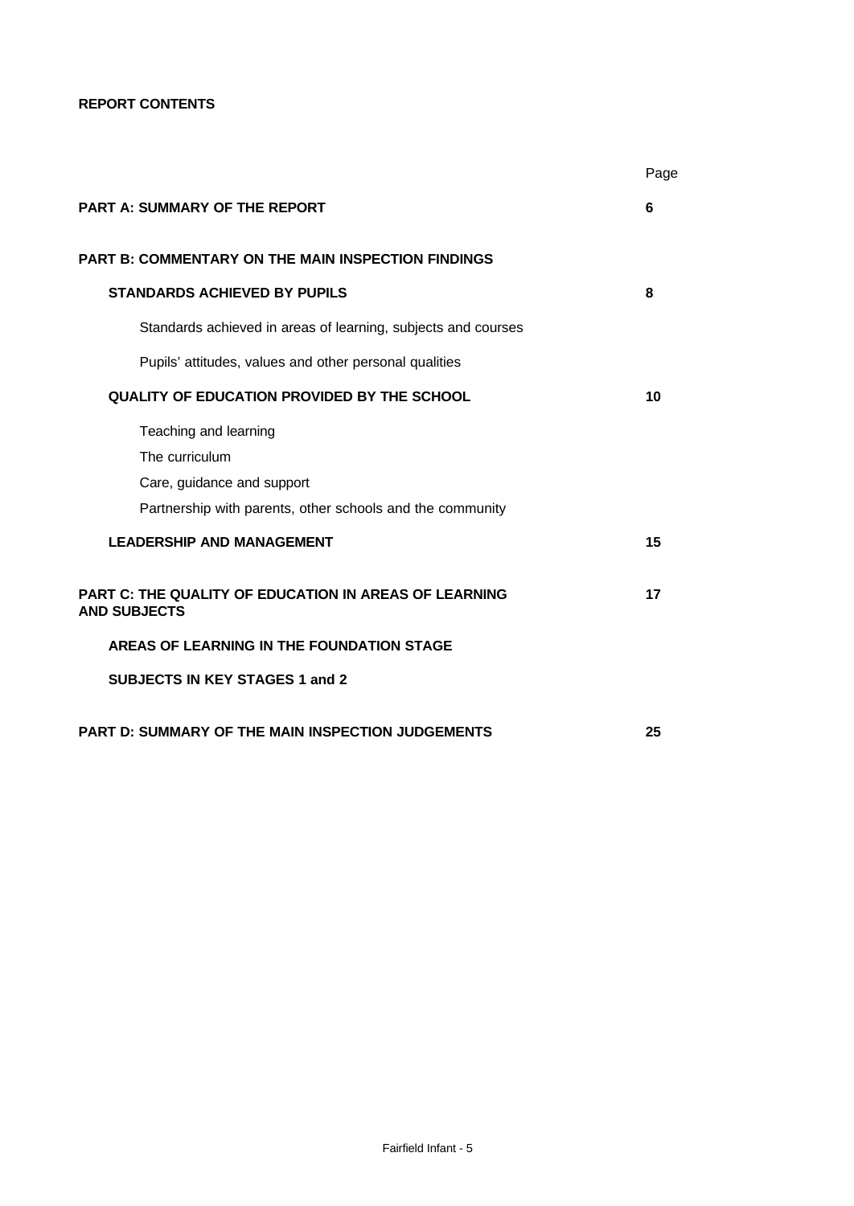**REPORT CONTENTS**

| | Page |
|---|---|
| **PART A: SUMMARY OF THE REPORT** | **6** |
| **PART B: COMMENTARY ON THE MAIN INSPECTION FINDINGS** | |
| **STANDARDS ACHIEVED BY PUPILS** | **8** |
| Standards achieved in areas of learning, subjects and courses | |
| Pupils' attitudes, values and other personal qualities | |
| **QUALITY OF EDUCATION PROVIDED BY THE SCHOOL** | **10** |
| Teaching and learning | |
| The curriculum | |
| Care, guidance and support | |
| Partnership with parents, other schools and the community | |
| **LEADERSHIP AND MANAGEMENT** | **15** |
| **PART C: THE QUALITY OF EDUCATION IN AREAS OF LEARNING AND SUBJECTS** | **17** |
| **AREAS OF LEARNING IN THE FOUNDATION STAGE** | |
| **SUBJECTS IN KEY STAGES 1 and 2** | |
| **PART D: SUMMARY OF THE MAIN INSPECTION JUDGEMENTS** | **25** |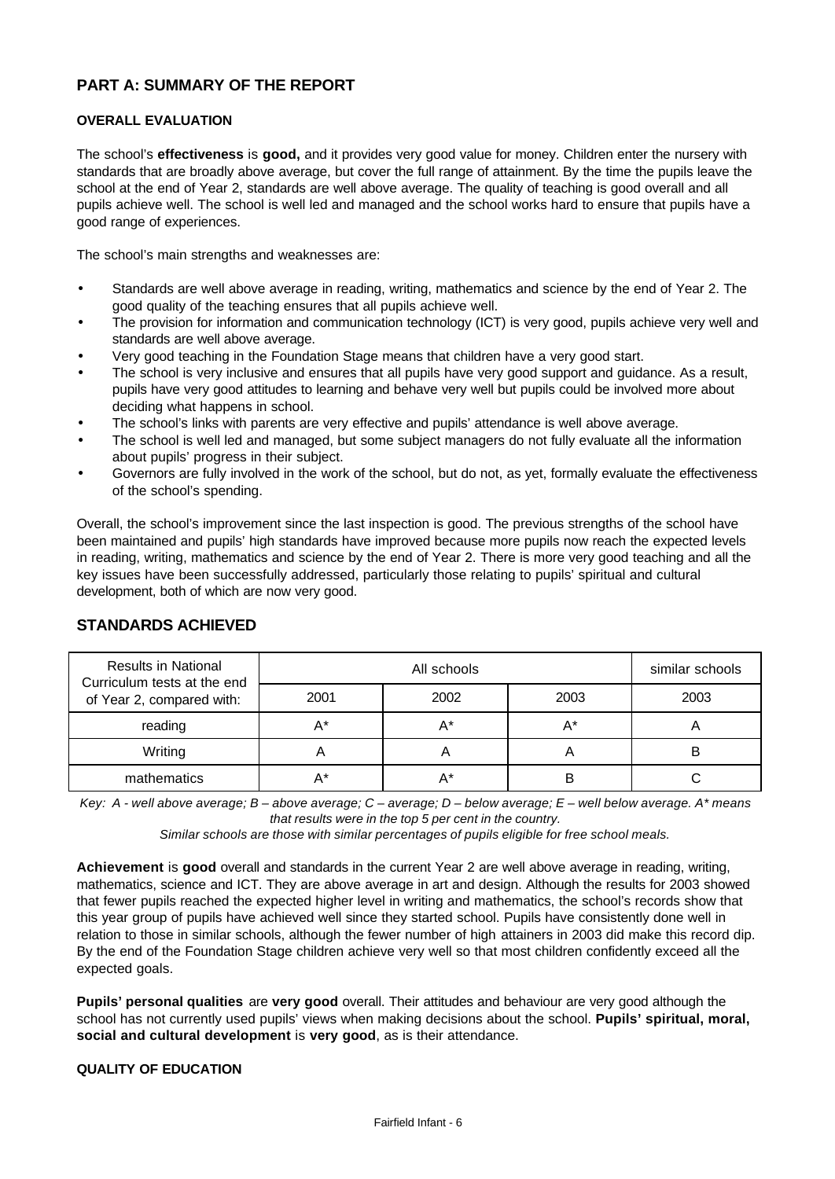## PART A: SUMMARY OF THE REPORT

### OVERALL EVALUATION

The school's **effectiveness** is **good,** and it provides very good value for money. Children enter the nursery with standards that are broadly above average, but cover the full range of attainment. By the time the pupils leave the school at the end of Year 2, standards are well above average. The quality of teaching is good overall and all pupils achieve well. The school is well led and managed and the school works hard to ensure that pupils have a good range of experiences.

The school's main strengths and weaknesses are:

- Standards are well above average in reading, writing, mathematics and science by the end of Year 2. The good quality of the teaching ensures that all pupils achieve well.
- The provision for information and communication technology (ICT) is very good, pupils achieve very well and standards are well above average.
- Very good teaching in the Foundation Stage means that children have a very good start.
- The school is very inclusive and ensures that all pupils have very good support and guidance. As a result, pupils have very good attitudes to learning and behave very well but pupils could be involved more about deciding what happens in school.
- The school's links with parents are very effective and pupils' attendance is well above average.
- The school is well led and managed, but some subject managers do not fully evaluate all the information about pupils' progress in their subject.
- Governors are fully involved in the work of the school, but do not, as yet, formally evaluate the effectiveness of the school's spending.

Overall, the school's improvement since the last inspection is good. The previous strengths of the school have been maintained and pupils' high standards have improved because more pupils now reach the expected levels in reading, writing, mathematics and science by the end of Year 2. There is more very good teaching and all the key issues have been successfully addressed, particularly those relating to pupils' spiritual and cultural development, both of which are now very good.

## STANDARDS ACHIEVED

| Results in National Curriculum tests at the end of Year 2, compared with: | All schools | | | similar schools |
|---|---|---|---|---|
| | 2001 | 2002 | 2003 | 2003 |
| reading | A* | A* | A* | A |
| Writing | A | A | A | B |
| mathematics | A* | A* | B | C |

*Key: A - well above average; B – above average; C – average; D – below average; E – well below average. A* means that results were in the top 5 per cent in the country.*

*Similar schools are those with similar percentages of pupils eligible for free school meals.*

**Achievement** is **good** overall and standards in the current Year 2 are well above average in reading, writing, mathematics, science and ICT. They are above average in art and design. Although the results for 2003 showed that fewer pupils reached the expected higher level in writing and mathematics, the school's records show that this year group of pupils have achieved well since they started school. Pupils have consistently done well in relation to those in similar schools, although the fewer number of high attainers in 2003 did make this record dip. By the end of the Foundation Stage children achieve very well so that most children confidently exceed all the expected goals.

**Pupils' personal qualities** are **very good** overall. Their attitudes and behaviour are very good although the school has not currently used pupils' views when making decisions about the school. **Pupils' spiritual, moral, social and cultural development** is **very good**, as is their attendance.

### QUALITY OF EDUCATION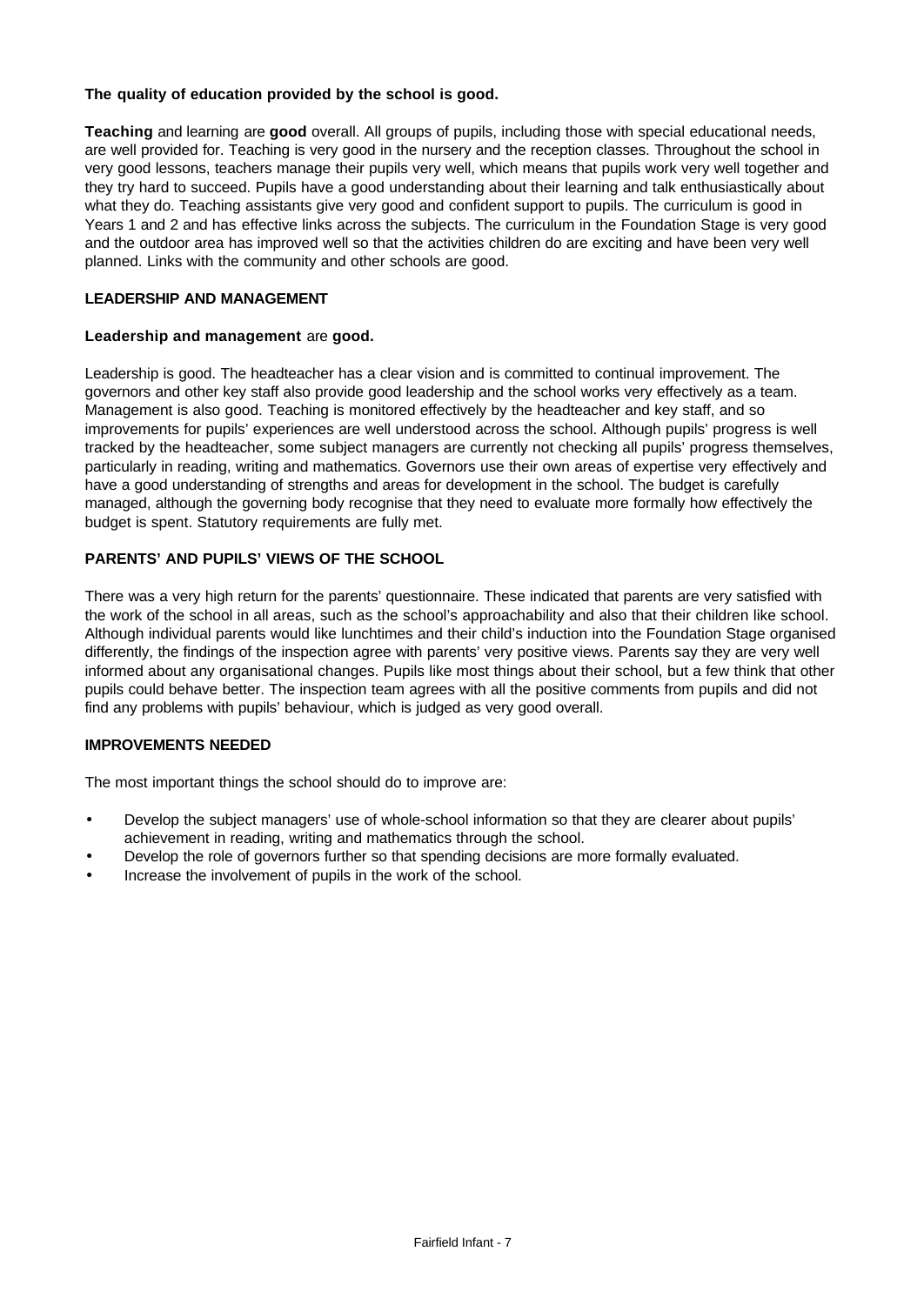**The quality of education provided by the school is good.**

**Teaching** and learning are **good** overall. All groups of pupils, including those with special educational needs, are well provided for. Teaching is very good in the nursery and the reception classes. Throughout the school in very good lessons, teachers manage their pupils very well, which means that pupils work very well together and they try hard to succeed. Pupils have a good understanding about their learning and talk enthusiastically about what they do. Teaching assistants give very good and confident support to pupils. The curriculum is good in Years 1 and 2 and has effective links across the subjects. The curriculum in the Foundation Stage is very good and the outdoor area has improved well so that the activities children do are exciting and have been very well planned. Links with the community and other schools are good.

## LEADERSHIP AND MANAGEMENT

**Leadership and management** are **good.**

Leadership is good. The headteacher has a clear vision and is committed to continual improvement. The governors and other key staff also provide good leadership and the school works very effectively as a team. Management is also good. Teaching is monitored effectively by the headteacher and key staff, and so improvements for pupils' experiences are well understood across the school. Although pupils' progress is well tracked by the headteacher, some subject managers are currently not checking all pupils' progress themselves, particularly in reading, writing and mathematics. Governors use their own areas of expertise very effectively and have a good understanding of strengths and areas for development in the school. The budget is carefully managed, although the governing body recognise that they need to evaluate more formally how effectively the budget is spent. Statutory requirements are fully met.

## PARENTS' AND PUPILS' VIEWS OF THE SCHOOL

There was a very high return for the parents' questionnaire. These indicated that parents are very satisfied with the work of the school in all areas, such as the school's approachability and also that their children like school. Although individual parents would like lunchtimes and their child's induction into the Foundation Stage organised differently, the findings of the inspection agree with parents' very positive views. Parents say they are very well informed about any organisational changes. Pupils like most things about their school, but a few think that other pupils could behave better. The inspection team agrees with all the positive comments from pupils and did not find any problems with pupils' behaviour, which is judged as very good overall.

## IMPROVEMENTS NEEDED

The most important things the school should do to improve are:

- Develop the subject managers' use of whole-school information so that they are clearer about pupils' achievement in reading, writing and mathematics through the school.
- Develop the role of governors further so that spending decisions are more formally evaluated.
- Increase the involvement of pupils in the work of the school.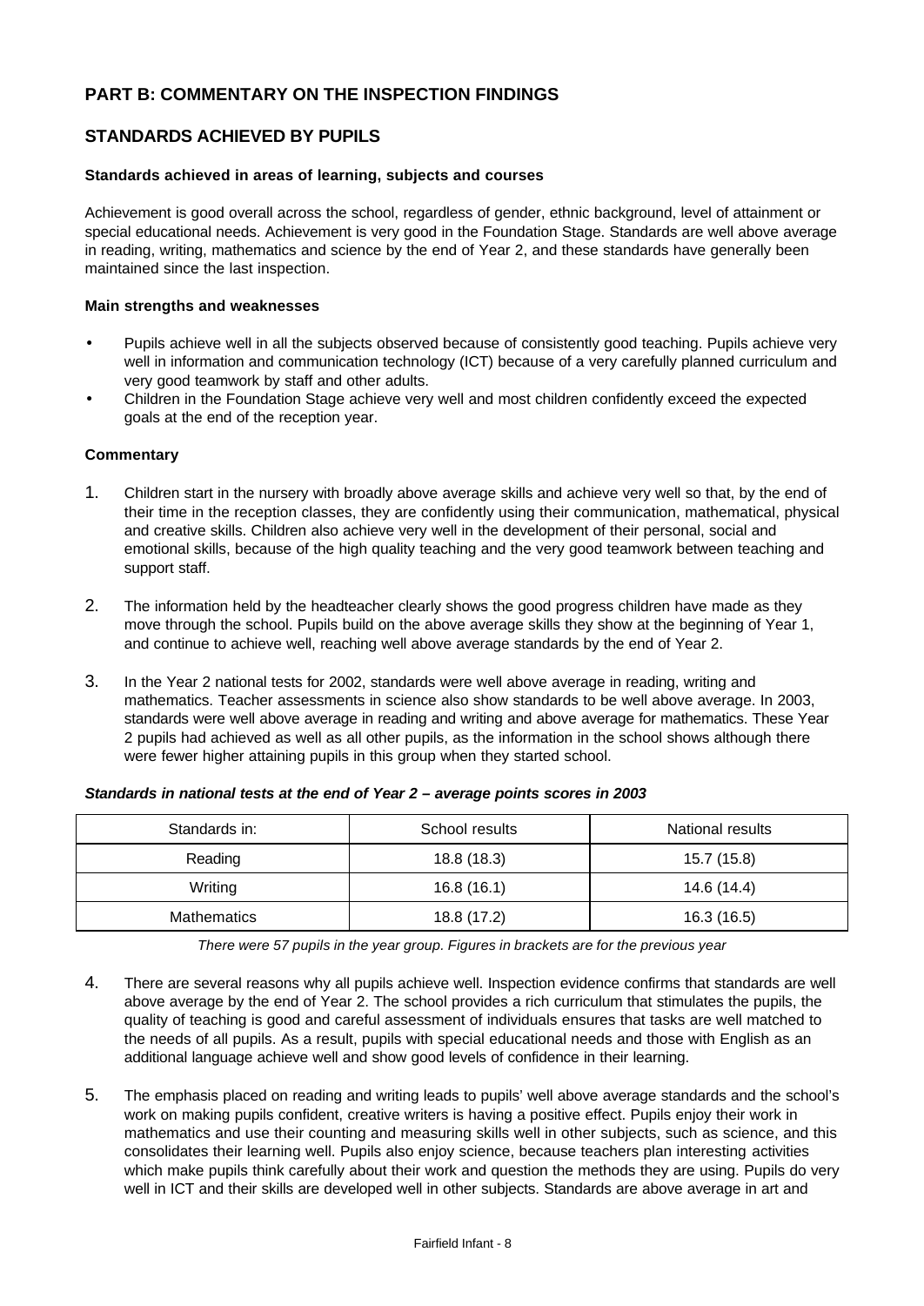## PART B: COMMENTARY ON THE INSPECTION FINDINGS

## STANDARDS ACHIEVED BY PUPILS

### Standards achieved in areas of learning, subjects and courses

Achievement is good overall across the school, regardless of gender, ethnic background, level of attainment or special educational needs. Achievement is very good in the Foundation Stage. Standards are well above average in reading, writing, mathematics and science by the end of Year 2, and these standards have generally been maintained since the last inspection.

#### Main strengths and weaknesses

- Pupils achieve well in all the subjects observed because of consistently good teaching. Pupils achieve very well in information and communication technology (ICT) because of a very carefully planned curriculum and very good teamwork by staff and other adults.
- Children in the Foundation Stage achieve very well and most children confidently exceed the expected goals at the end of the reception year.

#### Commentary

1. Children start in the nursery with broadly above average skills and achieve very well so that, by the end of their time in the reception classes, they are confidently using their communication, mathematical, physical and creative skills. Children also achieve very well in the development of their personal, social and emotional skills, because of the high quality teaching and the very good teamwork between teaching and support staff.

2. The information held by the headteacher clearly shows the good progress children have made as they move through the school. Pupils build on the above average skills they show at the beginning of Year 1, and continue to achieve well, reaching well above average standards by the end of Year 2.

3. In the Year 2 national tests for 2002, standards were well above average in reading, writing and mathematics. Teacher assessments in science also show standards to be well above average. In 2003, standards were well above average in reading and writing and above average for mathematics. These Year 2 pupils had achieved as well as all other pupils, as the information in the school shows although there were fewer higher attaining pupils in this group when they started school.

***Standards in national tests at the end of Year 2 – average points scores in 2003***

| Standards in: | School results | National results |
|---|---|---|
| Reading | 18.8 (18.3) | 15.7 (15.8) |
| Writing | 16.8 (16.1) | 14.6 (14.4) |
| Mathematics | 18.8 (17.2) | 16.3 (16.5) |

*There were 57 pupils in the year group. Figures in brackets are for the previous year*

4. There are several reasons why all pupils achieve well. Inspection evidence confirms that standards are well above average by the end of Year 2. The school provides a rich curriculum that stimulates the pupils, the quality of teaching is good and careful assessment of individuals ensures that tasks are well matched to the needs of all pupils. As a result, pupils with special educational needs and those with English as an additional language achieve well and show good levels of confidence in their learning.

5. The emphasis placed on reading and writing leads to pupils' well above average standards and the school's work on making pupils confident, creative writers is having a positive effect. Pupils enjoy their work in mathematics and use their counting and measuring skills well in other subjects, such as science, and this consolidates their learning well. Pupils also enjoy science, because teachers plan interesting activities which make pupils think carefully about their work and question the methods they are using. Pupils do very well in ICT and their skills are developed well in other subjects. Standards are above average in art and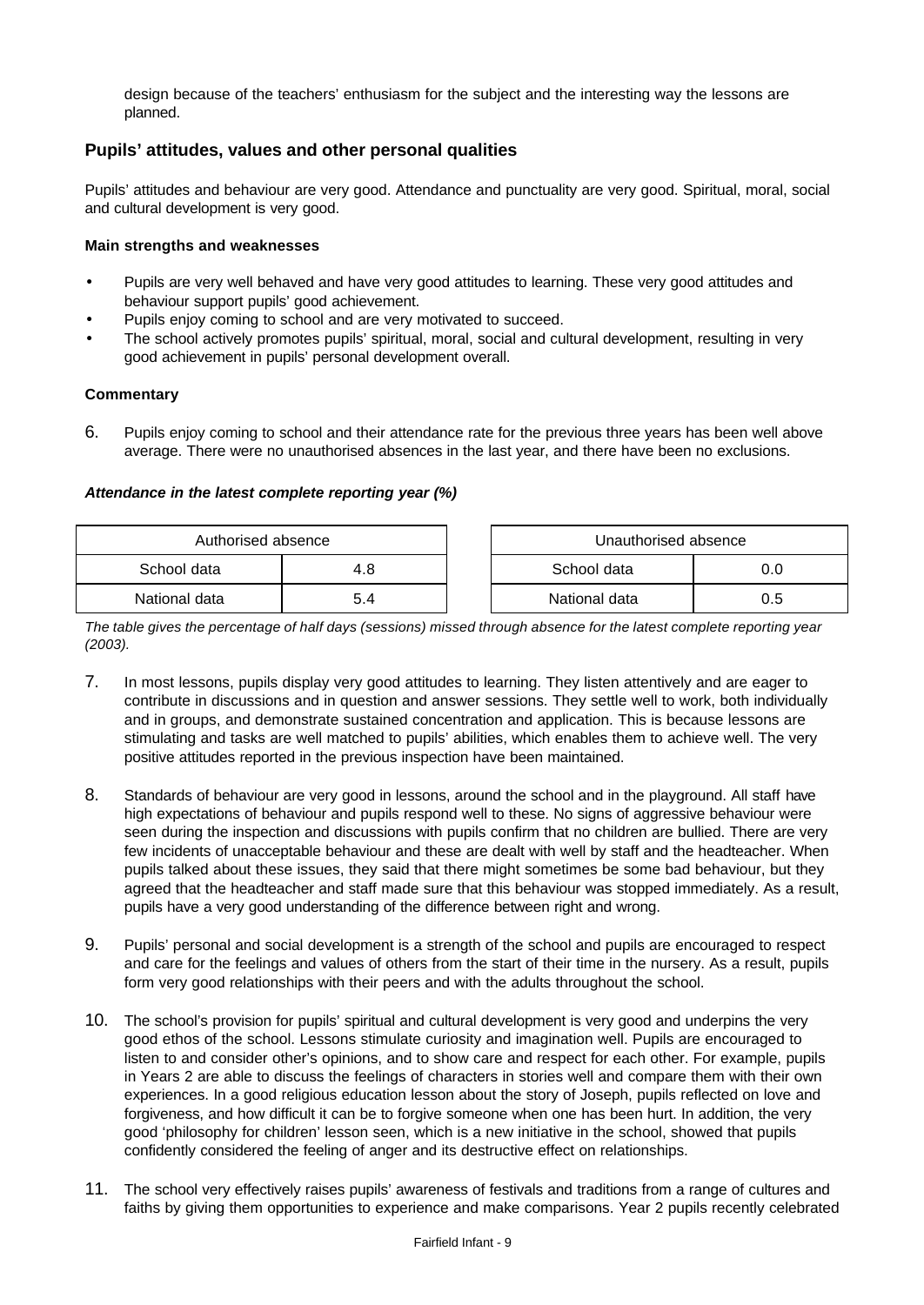design because of the teachers' enthusiasm for the subject and the interesting way the lessons are planned.

## Pupils' attitudes, values and other personal qualities

Pupils' attitudes and behaviour are very good. Attendance and punctuality are very good. Spiritual, moral, social and cultural development is very good.

### Main strengths and weaknesses

- Pupils are very well behaved and have very good attitudes to learning. These very good attitudes and behaviour support pupils' good achievement.
- Pupils enjoy coming to school and are very motivated to succeed.
- The school actively promotes pupils' spiritual, moral, social and cultural development, resulting in very good achievement in pupils' personal development overall.

### Commentary

6. Pupils enjoy coming to school and their attendance rate for the previous three years has been well above average. There were no unauthorised absences in the last year, and there have been no exclusions.

***Attendance in the latest complete reporting year (%)***

| Authorised absence | |
|---|---|
| School data | 4.8 |
| National data | 5.4 |

| Unauthorised absence | |
|---|---|
| School data | 0.0 |
| National data | 0.5 |

*The table gives the percentage of half days (sessions) missed through absence for the latest complete reporting year (2003).*

7. In most lessons, pupils display very good attitudes to learning. They listen attentively and are eager to contribute in discussions and in question and answer sessions. They settle well to work, both individually and in groups, and demonstrate sustained concentration and application. This is because lessons are stimulating and tasks are well matched to pupils' abilities, which enables them to achieve well. The very positive attitudes reported in the previous inspection have been maintained.

8. Standards of behaviour are very good in lessons, around the school and in the playground. All staff have high expectations of behaviour and pupils respond well to these. No signs of aggressive behaviour were seen during the inspection and discussions with pupils confirm that no children are bullied. There are very few incidents of unacceptable behaviour and these are dealt with well by staff and the headteacher. When pupils talked about these issues, they said that there might sometimes be some bad behaviour, but they agreed that the headteacher and staff made sure that this behaviour was stopped immediately. As a result, pupils have a very good understanding of the difference between right and wrong.

9. Pupils' personal and social development is a strength of the school and pupils are encouraged to respect and care for the feelings and values of others from the start of their time in the nursery. As a result, pupils form very good relationships with their peers and with the adults throughout the school.

10. The school's provision for pupils' spiritual and cultural development is very good and underpins the very good ethos of the school. Lessons stimulate curiosity and imagination well. Pupils are encouraged to listen to and consider other's opinions, and to show care and respect for each other. For example, pupils in Years 2 are able to discuss the feelings of characters in stories well and compare them with their own experiences. In a good religious education lesson about the story of Joseph, pupils reflected on love and forgiveness, and how difficult it can be to forgive someone when one has been hurt. In addition, the very good 'philosophy for children' lesson seen, which is a new initiative in the school, showed that pupils confidently considered the feeling of anger and its destructive effect on relationships.

11. The school very effectively raises pupils' awareness of festivals and traditions from a range of cultures and faiths by giving them opportunities to experience and make comparisons. Year 2 pupils recently celebrated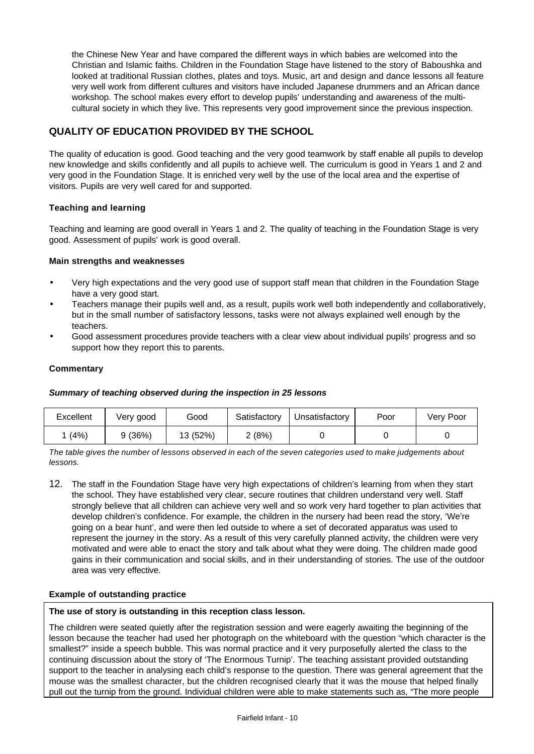the Chinese New Year and have compared the different ways in which babies are welcomed into the Christian and Islamic faiths. Children in the Foundation Stage have listened to the story of Baboushka and looked at traditional Russian clothes, plates and toys. Music, art and design and dance lessons all feature very well work from different cultures and visitors have included Japanese drummers and an African dance workshop. The school makes every effort to develop pupils' understanding and awareness of the multi-cultural society in which they live. This represents very good improvement since the previous inspection.

## QUALITY OF EDUCATION PROVIDED BY THE SCHOOL

The quality of education is good. Good teaching and the very good teamwork by staff enable all pupils to develop new knowledge and skills confidently and all pupils to achieve well. The curriculum is good in Years 1 and 2 and very good in the Foundation Stage. It is enriched very well by the use of the local area and the expertise of visitors. Pupils are very well cared for and supported.

### Teaching and learning

Teaching and learning are good overall in Years 1 and 2. The quality of teaching in the Foundation Stage is very good. Assessment of pupils' work is good overall.

#### Main strengths and weaknesses

- Very high expectations and the very good use of support staff mean that children in the Foundation Stage have a very good start.
- Teachers manage their pupils well and, as a result, pupils work well both independently and collaboratively, but in the small number of satisfactory lessons, tasks were not always explained well enough by the teachers.
- Good assessment procedures provide teachers with a clear view about individual pupils' progress and so support how they report this to parents.

#### Commentary

***Summary of teaching observed during the inspection in 25 lessons***

| Excellent | Very good | Good | Satisfactory | Unsatisfactory | Poor | Very Poor |
|---|---|---|---|---|---|---|
| 1 (4%) | 9 (36%) | 13 (52%) | 2 (8%) | 0 | 0 | 0 |

*The table gives the number of lessons observed in each of the seven categories used to make judgements about lessons.*

12. The staff in the Foundation Stage have very high expectations of children's learning from when they start the school. They have established very clear, secure routines that children understand very well. Staff strongly believe that all children can achieve very well and so work very hard together to plan activities that develop children's confidence. For example, the children in the nursery had been read the story, 'We're going on a bear hunt', and were then led outside to where a set of decorated apparatus was used to represent the journey in the story. As a result of this very carefully planned activity, the children were very motivated and were able to enact the story and talk about what they were doing. The children made good gains in their communication and social skills, and in their understanding of stories. The use of the outdoor area was very effective.

#### Example of outstanding practice

**The use of story is outstanding in this reception class lesson.**

The children were seated quietly after the registration session and were eagerly awaiting the beginning of the lesson because the teacher had used her photograph on the whiteboard with the question "which character is the smallest?" inside a speech bubble. This was normal practice and it very purposefully alerted the class to the continuing discussion about the story of 'The Enormous Turnip'. The teaching assistant provided outstanding support to the teacher in analysing each child's response to the question. There was general agreement that the mouse was the smallest character, but the children recognised clearly that it was the mouse that helped finally pull out the turnip from the ground. Individual children were able to make statements such as, "The more people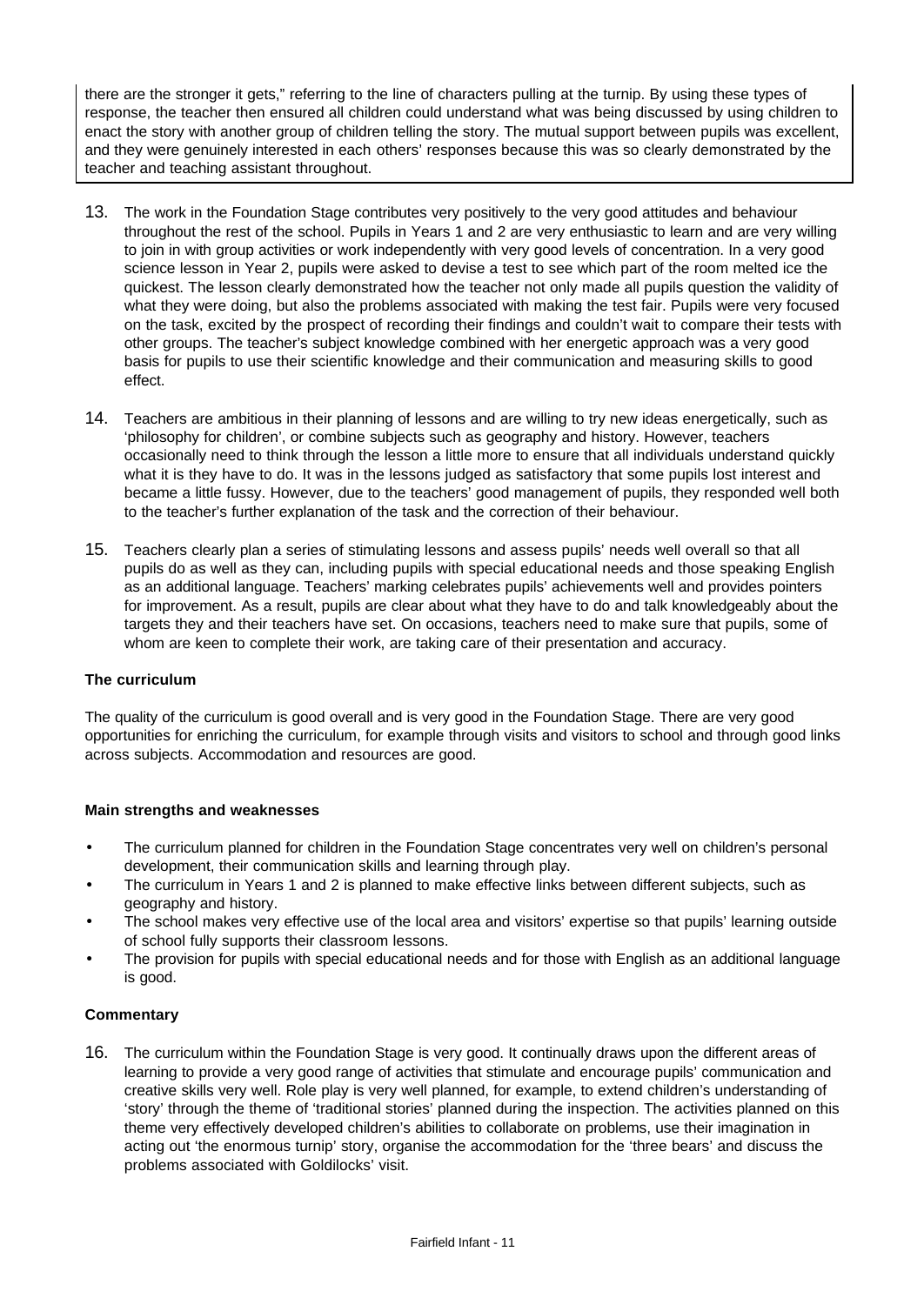there are the stronger it gets," referring to the line of characters pulling at the turnip. By using these types of response, the teacher then ensured all children could understand what was being discussed by using children to enact the story with another group of children telling the story. The mutual support between pupils was excellent, and they were genuinely interested in each others' responses because this was so clearly demonstrated by the teacher and teaching assistant throughout.

13. The work in the Foundation Stage contributes very positively to the very good attitudes and behaviour throughout the rest of the school. Pupils in Years 1 and 2 are very enthusiastic to learn and are very willing to join in with group activities or work independently with very good levels of concentration. In a very good science lesson in Year 2, pupils were asked to devise a test to see which part of the room melted ice the quickest. The lesson clearly demonstrated how the teacher not only made all pupils question the validity of what they were doing, but also the problems associated with making the test fair. Pupils were very focused on the task, excited by the prospect of recording their findings and couldn't wait to compare their tests with other groups. The teacher's subject knowledge combined with her energetic approach was a very good basis for pupils to use their scientific knowledge and their communication and measuring skills to good effect.

14. Teachers are ambitious in their planning of lessons and are willing to try new ideas energetically, such as 'philosophy for children', or combine subjects such as geography and history. However, teachers occasionally need to think through the lesson a little more to ensure that all individuals understand quickly what it is they have to do. It was in the lessons judged as satisfactory that some pupils lost interest and became a little fussy. However, due to the teachers' good management of pupils, they responded well both to the teacher's further explanation of the task and the correction of their behaviour.

15. Teachers clearly plan a series of stimulating lessons and assess pupils' needs well overall so that all pupils do as well as they can, including pupils with special educational needs and those speaking English as an additional language. Teachers' marking celebrates pupils' achievements well and provides pointers for improvement. As a result, pupils are clear about what they have to do and talk knowledgeably about the targets they and their teachers have set. On occasions, teachers need to make sure that pupils, some of whom are keen to complete their work, are taking care of their presentation and accuracy.

### The curriculum

The quality of the curriculum is good overall and is very good in the Foundation Stage. There are very good opportunities for enriching the curriculum, for example through visits and visitors to school and through good links across subjects. Accommodation and resources are good.

#### Main strengths and weaknesses

- The curriculum planned for children in the Foundation Stage concentrates very well on children's personal development, their communication skills and learning through play.
- The curriculum in Years 1 and 2 is planned to make effective links between different subjects, such as geography and history.
- The school makes very effective use of the local area and visitors' expertise so that pupils' learning outside of school fully supports their classroom lessons.
- The provision for pupils with special educational needs and for those with English as an additional language is good.

#### Commentary

16. The curriculum within the Foundation Stage is very good. It continually draws upon the different areas of learning to provide a very good range of activities that stimulate and encourage pupils' communication and creative skills very well. Role play is very well planned, for example, to extend children's understanding of 'story' through the theme of 'traditional stories' planned during the inspection. The activities planned on this theme very effectively developed children's abilities to collaborate on problems, use their imagination in acting out 'the enormous turnip' story, organise the accommodation for the 'three bears' and discuss the problems associated with Goldilocks' visit.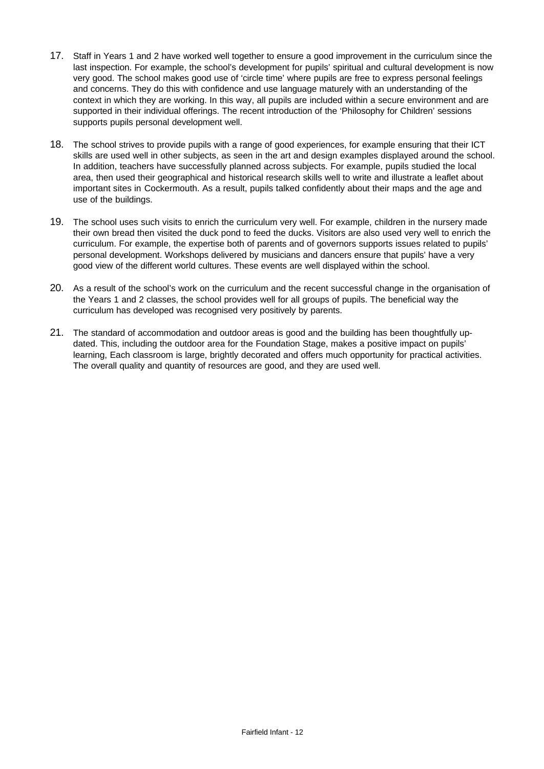17. Staff in Years 1 and 2 have worked well together to ensure a good improvement in the curriculum since the last inspection. For example, the school's development for pupils' spiritual and cultural development is now very good. The school makes good use of 'circle time' where pupils are free to express personal feelings and concerns. They do this with confidence and use language maturely with an understanding of the context in which they are working. In this way, all pupils are included within a secure environment and are supported in their individual offerings. The recent introduction of the 'Philosophy for Children' sessions supports pupils personal development well.

18. The school strives to provide pupils with a range of good experiences, for example ensuring that their ICT skills are used well in other subjects, as seen in the art and design examples displayed around the school. In addition, teachers have successfully planned across subjects. For example, pupils studied the local area, then used their geographical and historical research skills well to write and illustrate a leaflet about important sites in Cockermouth. As a result, pupils talked confidently about their maps and the age and use of the buildings.

19. The school uses such visits to enrich the curriculum very well. For example, children in the nursery made their own bread then visited the duck pond to feed the ducks. Visitors are also used very well to enrich the curriculum. For example, the expertise both of parents and of governors supports issues related to pupils' personal development. Workshops delivered by musicians and dancers ensure that pupils' have a very good view of the different world cultures. These events are well displayed within the school.

20. As a result of the school's work on the curriculum and the recent successful change in the organisation of the Years 1 and 2 classes, the school provides well for all groups of pupils. The beneficial way the curriculum has developed was recognised very positively by parents.

21. The standard of accommodation and outdoor areas is good and the building has been thoughtfully up-dated. This, including the outdoor area for the Foundation Stage, makes a positive impact on pupils' learning, Each classroom is large, brightly decorated and offers much opportunity for practical activities. The overall quality and quantity of resources are good, and they are used well.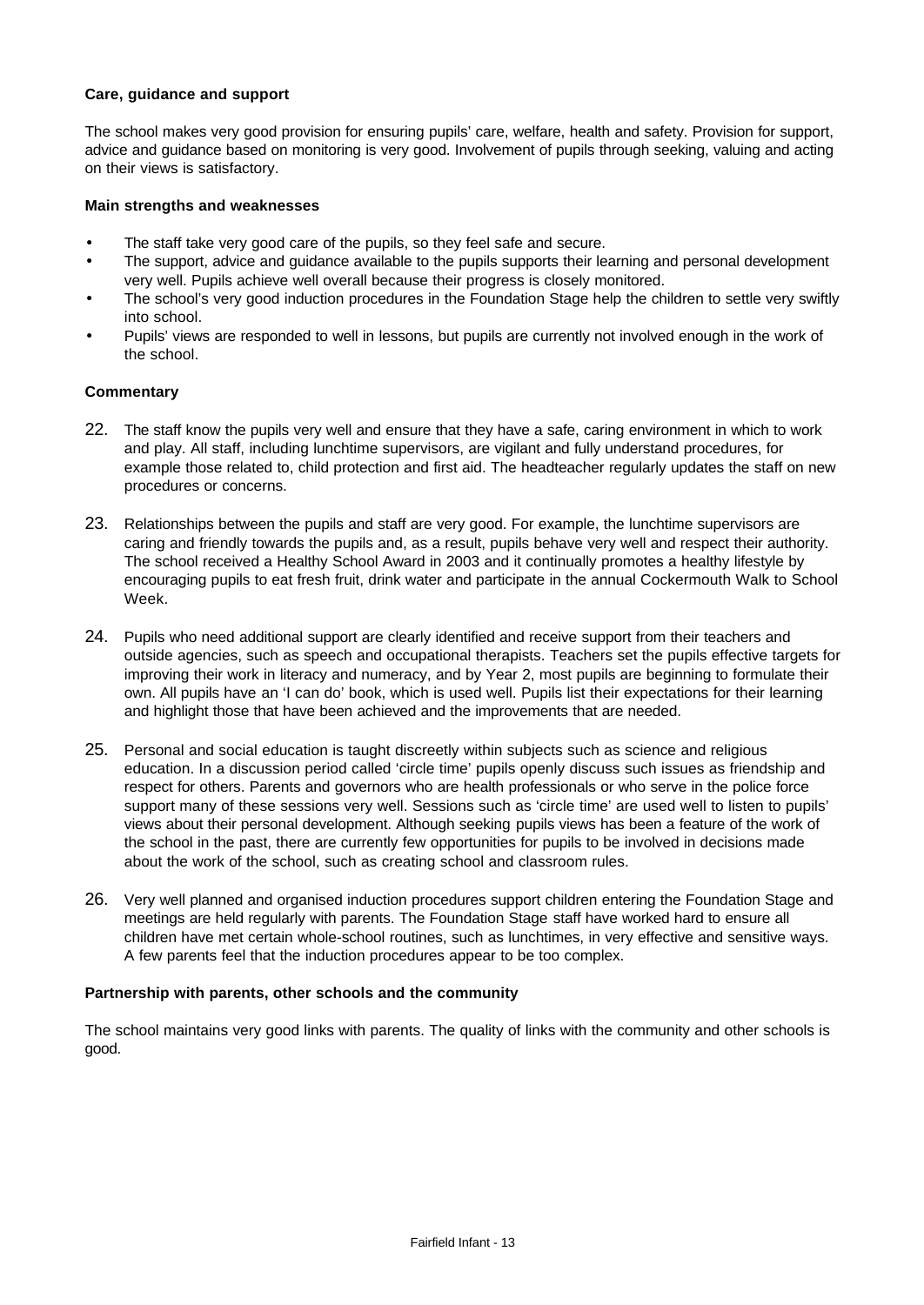**Care, guidance and support**

The school makes very good provision for ensuring pupils' care, welfare, health and safety. Provision for support, advice and guidance based on monitoring is very good. Involvement of pupils through seeking, valuing and acting on their views is satisfactory.

**Main strengths and weaknesses**

- The staff take very good care of the pupils, so they feel safe and secure.
- The support, advice and guidance available to the pupils supports their learning and personal development very well. Pupils achieve well overall because their progress is closely monitored.
- The school's very good induction procedures in the Foundation Stage help the children to settle very swiftly into school.
- Pupils' views are responded to well in lessons, but pupils are currently not involved enough in the work of the school.

**Commentary**

22. The staff know the pupils very well and ensure that they have a safe, caring environment in which to work and play. All staff, including lunchtime supervisors, are vigilant and fully understand procedures, for example those related to, child protection and first aid. The headteacher regularly updates the staff on new procedures or concerns.

23. Relationships between the pupils and staff are very good. For example, the lunchtime supervisors are caring and friendly towards the pupils and, as a result, pupils behave very well and respect their authority. The school received a Healthy School Award in 2003 and it continually promotes a healthy lifestyle by encouraging pupils to eat fresh fruit, drink water and participate in the annual Cockermouth Walk to School Week.

24. Pupils who need additional support are clearly identified and receive support from their teachers and outside agencies, such as speech and occupational therapists. Teachers set the pupils effective targets for improving their work in literacy and numeracy, and by Year 2, most pupils are beginning to formulate their own. All pupils have an 'I can do' book, which is used well. Pupils list their expectations for their learning and highlight those that have been achieved and the improvements that are needed.

25. Personal and social education is taught discreetly within subjects such as science and religious education. In a discussion period called 'circle time' pupils openly discuss such issues as friendship and respect for others. Parents and governors who are health professionals or who serve in the police force support many of these sessions very well. Sessions such as 'circle time' are used well to listen to pupils' views about their personal development. Although seeking pupils views has been a feature of the work of the school in the past, there are currently few opportunities for pupils to be involved in decisions made about the work of the school, such as creating school and classroom rules.

26. Very well planned and organised induction procedures support children entering the Foundation Stage and meetings are held regularly with parents. The Foundation Stage staff have worked hard to ensure all children have met certain whole-school routines, such as lunchtimes, in very effective and sensitive ways. A few parents feel that the induction procedures appear to be too complex.

**Partnership with parents, other schools and the community**

The school maintains very good links with parents. The quality of links with the community and other schools is good.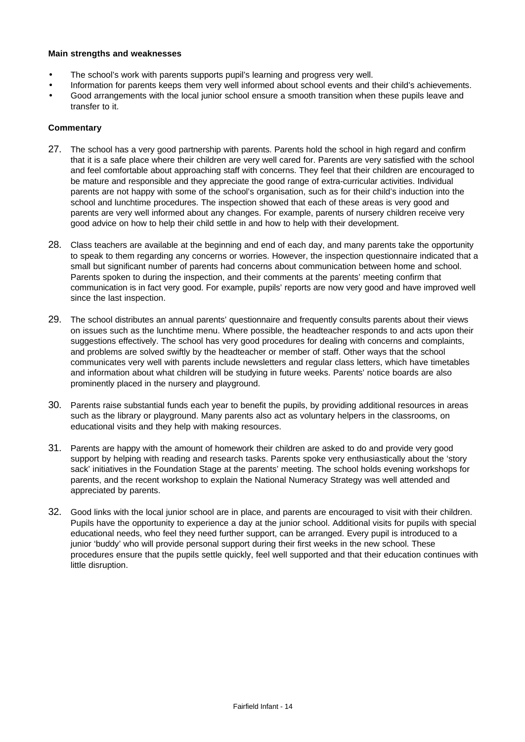**Main strengths and weaknesses**

- The school's work with parents supports pupil's learning and progress very well.
- Information for parents keeps them very well informed about school events and their child's achievements.
- Good arrangements with the local junior school ensure a smooth transition when these pupils leave and transfer to it.

**Commentary**

27. The school has a very good partnership with parents. Parents hold the school in high regard and confirm that it is a safe place where their children are very well cared for. Parents are very satisfied with the school and feel comfortable about approaching staff with concerns. They feel that their children are encouraged to be mature and responsible and they appreciate the good range of extra-curricular activities. Individual parents are not happy with some of the school's organisation, such as for their child's induction into the school and lunchtime procedures. The inspection showed that each of these areas is very good and parents are very well informed about any changes. For example, parents of nursery children receive very good advice on how to help their child settle in and how to help with their development.

28. Class teachers are available at the beginning and end of each day, and many parents take the opportunity to speak to them regarding any concerns or worries. However, the inspection questionnaire indicated that a small but significant number of parents had concerns about communication between home and school. Parents spoken to during the inspection, and their comments at the parents' meeting confirm that communication is in fact very good. For example, pupils' reports are now very good and have improved well since the last inspection.

29. The school distributes an annual parents' questionnaire and frequently consults parents about their views on issues such as the lunchtime menu. Where possible, the headteacher responds to and acts upon their suggestions effectively. The school has very good procedures for dealing with concerns and complaints, and problems are solved swiftly by the headteacher or member of staff. Other ways that the school communicates very well with parents include newsletters and regular class letters, which have timetables and information about what children will be studying in future weeks. Parents' notice boards are also prominently placed in the nursery and playground.

30. Parents raise substantial funds each year to benefit the pupils, by providing additional resources in areas such as the library or playground. Many parents also act as voluntary helpers in the classrooms, on educational visits and they help with making resources.

31. Parents are happy with the amount of homework their children are asked to do and provide very good support by helping with reading and research tasks. Parents spoke very enthusiastically about the 'story sack' initiatives in the Foundation Stage at the parents' meeting. The school holds evening workshops for parents, and the recent workshop to explain the National Numeracy Strategy was well attended and appreciated by parents.

32. Good links with the local junior school are in place, and parents are encouraged to visit with their children. Pupils have the opportunity to experience a day at the junior school. Additional visits for pupils with special educational needs, who feel they need further support, can be arranged. Every pupil is introduced to a junior 'buddy' who will provide personal support during their first weeks in the new school. These procedures ensure that the pupils settle quickly, feel well supported and that their education continues with little disruption.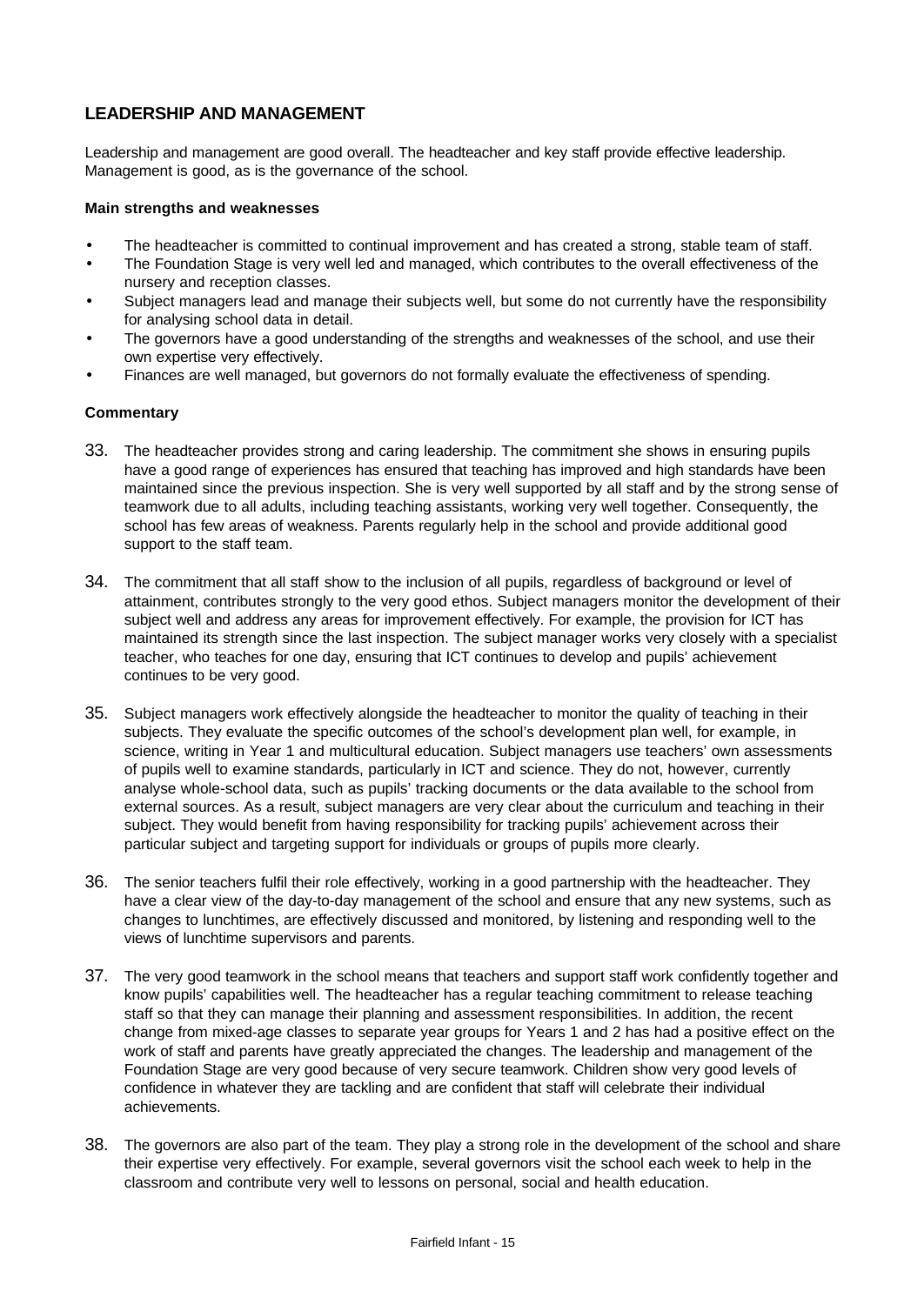## LEADERSHIP AND MANAGEMENT

Leadership and management are good overall. The headteacher and key staff provide effective leadership. Management is good, as is the governance of the school.

### Main strengths and weaknesses

- The headteacher is committed to continual improvement and has created a strong, stable team of staff.
- The Foundation Stage is very well led and managed, which contributes to the overall effectiveness of the nursery and reception classes.
- Subject managers lead and manage their subjects well, but some do not currently have the responsibility for analysing school data in detail.
- The governors have a good understanding of the strengths and weaknesses of the school, and use their own expertise very effectively.
- Finances are well managed, but governors do not formally evaluate the effectiveness of spending.

### Commentary

33. The headteacher provides strong and caring leadership. The commitment she shows in ensuring pupils have a good range of experiences has ensured that teaching has improved and high standards have been maintained since the previous inspection. She is very well supported by all staff and by the strong sense of teamwork due to all adults, including teaching assistants, working very well together. Consequently, the school has few areas of weakness. Parents regularly help in the school and provide additional good support to the staff team.

34. The commitment that all staff show to the inclusion of all pupils, regardless of background or level of attainment, contributes strongly to the very good ethos. Subject managers monitor the development of their subject well and address any areas for improvement effectively. For example, the provision for ICT has maintained its strength since the last inspection. The subject manager works very closely with a specialist teacher, who teaches for one day, ensuring that ICT continues to develop and pupils' achievement continues to be very good.

35. Subject managers work effectively alongside the headteacher to monitor the quality of teaching in their subjects. They evaluate the specific outcomes of the school's development plan well, for example, in science, writing in Year 1 and multicultural education. Subject managers use teachers' own assessments of pupils well to examine standards, particularly in ICT and science. They do not, however, currently analyse whole-school data, such as pupils' tracking documents or the data available to the school from external sources. As a result, subject managers are very clear about the curriculum and teaching in their subject. They would benefit from having responsibility for tracking pupils' achievement across their particular subject and targeting support for individuals or groups of pupils more clearly.

36. The senior teachers fulfil their role effectively, working in a good partnership with the headteacher. They have a clear view of the day-to-day management of the school and ensure that any new systems, such as changes to lunchtimes, are effectively discussed and monitored, by listening and responding well to the views of lunchtime supervisors and parents.

37. The very good teamwork in the school means that teachers and support staff work confidently together and know pupils' capabilities well. The headteacher has a regular teaching commitment to release teaching staff so that they can manage their planning and assessment responsibilities. In addition, the recent change from mixed-age classes to separate year groups for Years 1 and 2 has had a positive effect on the work of staff and parents have greatly appreciated the changes. The leadership and management of the Foundation Stage are very good because of very secure teamwork. Children show very good levels of confidence in whatever they are tackling and are confident that staff will celebrate their individual achievements.

38. The governors are also part of the team. They play a strong role in the development of the school and share their expertise very effectively. For example, several governors visit the school each week to help in the classroom and contribute very well to lessons on personal, social and health education.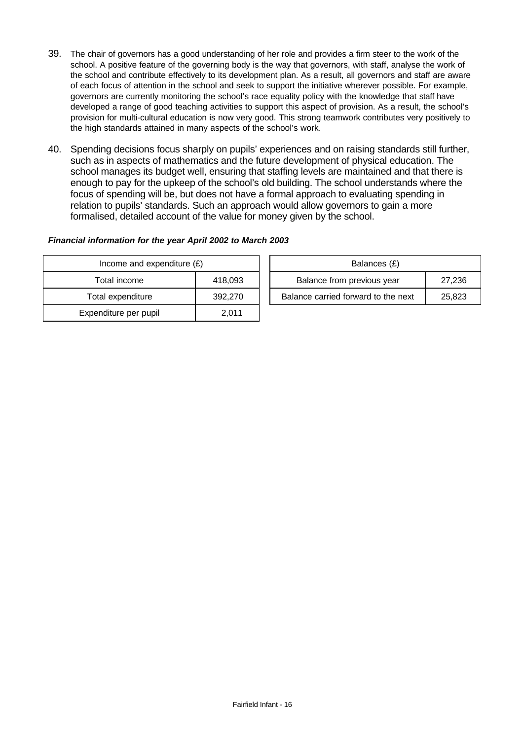39. The chair of governors has a good understanding of her role and provides a firm steer to the work of the school. A positive feature of the governing body is the way that governors, with staff, analyse the work of the school and contribute effectively to its development plan. As a result, all governors and staff are aware of each focus of attention in the school and seek to support the initiative wherever possible. For example, governors are currently monitoring the school's race equality policy with the knowledge that staff have developed a range of good teaching activities to support this aspect of provision. As a result, the school's provision for multi-cultural education is now very good. This strong teamwork contributes very positively to the high standards attained in many aspects of the school's work.

40. Spending decisions focus sharply on pupils' experiences and on raising standards still further, such as in aspects of mathematics and the future development of physical education. The school manages its budget well, ensuring that staffing levels are maintained and that there is enough to pay for the upkeep of the school's old building. The school understands where the focus of spending will be, but does not have a formal approach to evaluating spending in relation to pupils' standards. Such an approach would allow governors to gain a more formalised, detailed account of the value for money given by the school.

***Financial information for the year April 2002 to March 2003***

| Income and expenditure (£) | |
|---|---|
| Total income | 418,093 |
| Total expenditure | 392,270 |
| Expenditure per pupil | 2,011 |

| Balances (£) | |
|---|---|
| Balance from previous year | 27,236 |
| Balance carried forward to the next | 25,823 |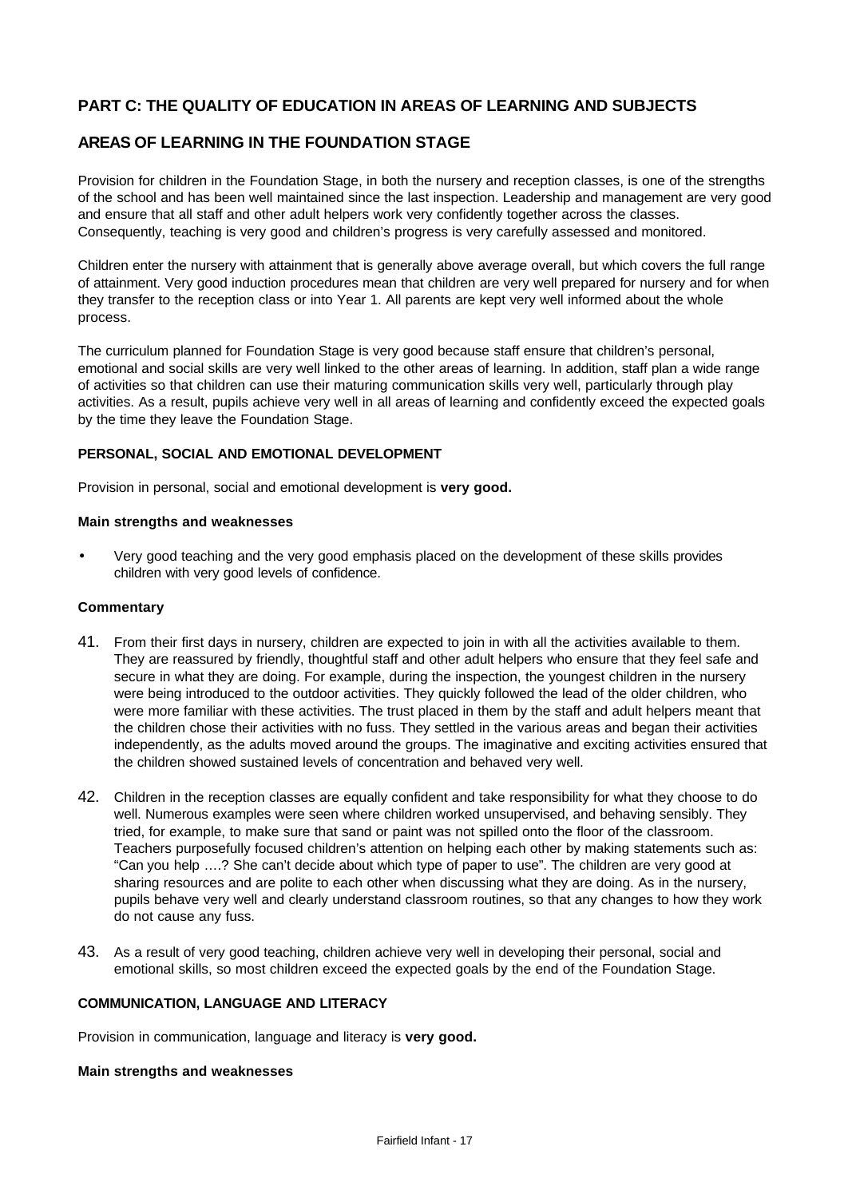## PART C: THE QUALITY OF EDUCATION IN AREAS OF LEARNING AND SUBJECTS

## AREAS OF LEARNING IN THE FOUNDATION STAGE

Provision for children in the Foundation Stage, in both the nursery and reception classes, is one of the strengths of the school and has been well maintained since the last inspection. Leadership and management are very good and ensure that all staff and other adult helpers work very confidently together across the classes. Consequently, teaching is very good and children's progress is very carefully assessed and monitored.

Children enter the nursery with attainment that is generally above average overall, but which covers the full range of attainment. Very good induction procedures mean that children are very well prepared for nursery and for when they transfer to the reception class or into Year 1. All parents are kept very well informed about the whole process.

The curriculum planned for Foundation Stage is very good because staff ensure that children's personal, emotional and social skills are very well linked to the other areas of learning. In addition, staff plan a wide range of activities so that children can use their maturing communication skills very well, particularly through play activities. As a result, pupils achieve very well in all areas of learning and confidently exceed the expected goals by the time they leave the Foundation Stage.

### PERSONAL, SOCIAL AND EMOTIONAL DEVELOPMENT

Provision in personal, social and emotional development is **very good.**

#### Main strengths and weaknesses

- Very good teaching and the very good emphasis placed on the development of these skills provides children with very good levels of confidence.

#### Commentary

41. From their first days in nursery, children are expected to join in with all the activities available to them. They are reassured by friendly, thoughtful staff and other adult helpers who ensure that they feel safe and secure in what they are doing. For example, during the inspection, the youngest children in the nursery were being introduced to the outdoor activities. They quickly followed the lead of the older children, who were more familiar with these activities. The trust placed in them by the staff and adult helpers meant that the children chose their activities with no fuss. They settled in the various areas and began their activities independently, as the adults moved around the groups. The imaginative and exciting activities ensured that the children showed sustained levels of concentration and behaved very well.

42. Children in the reception classes are equally confident and take responsibility for what they choose to do well. Numerous examples were seen where children worked unsupervised, and behaving sensibly. They tried, for example, to make sure that sand or paint was not spilled onto the floor of the classroom. Teachers purposefully focused children's attention on helping each other by making statements such as: "Can you help ….? She can't decide about which type of paper to use". The children are very good at sharing resources and are polite to each other when discussing what they are doing. As in the nursery, pupils behave very well and clearly understand classroom routines, so that any changes to how they work do not cause any fuss.

43. As a result of very good teaching, children achieve very well in developing their personal, social and emotional skills, so most children exceed the expected goals by the end of the Foundation Stage.

### COMMUNICATION, LANGUAGE AND LITERACY

Provision in communication, language and literacy is **very good.**

#### Main strengths and weaknesses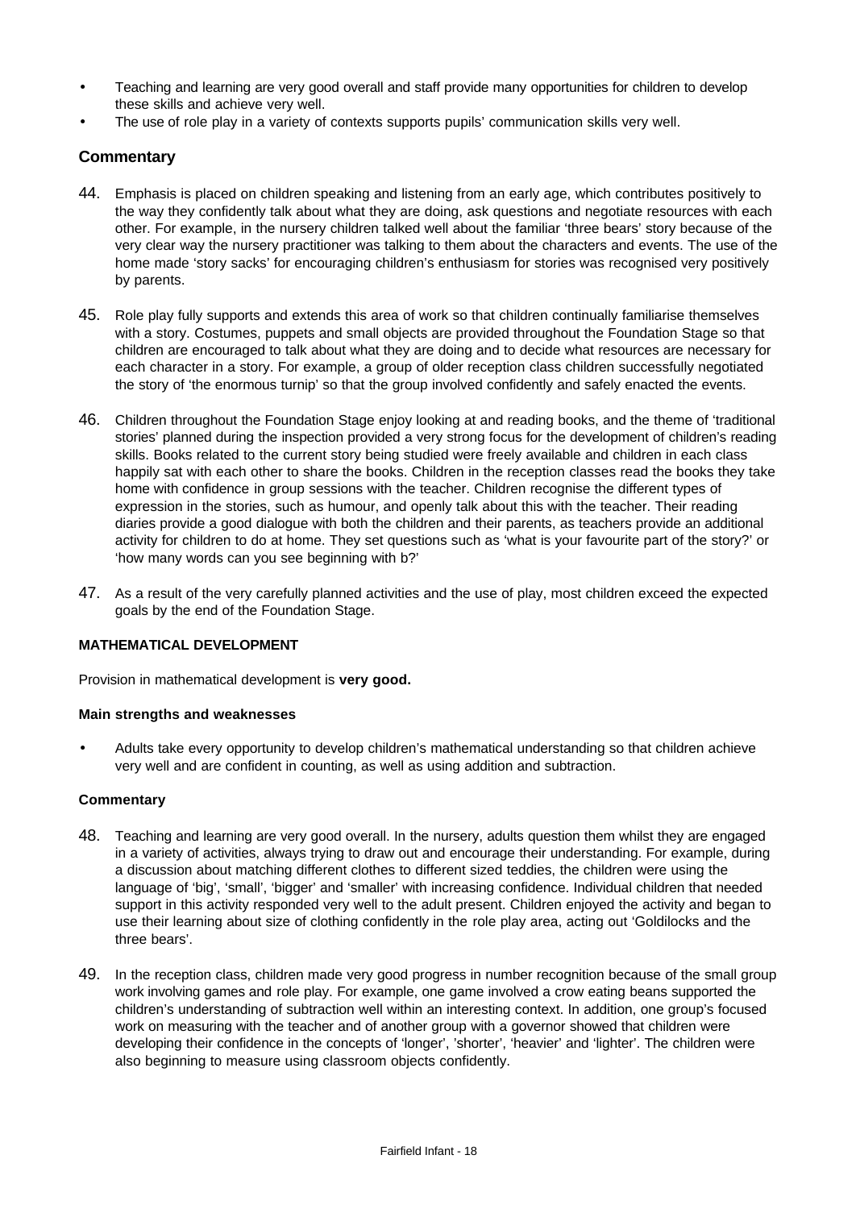- Teaching and learning are very good overall and staff provide many opportunities for children to develop these skills and achieve very well.
- The use of role play in a variety of contexts supports pupils' communication skills very well.

## Commentary

44. Emphasis is placed on children speaking and listening from an early age, which contributes positively to the way they confidently talk about what they are doing, ask questions and negotiate resources with each other. For example, in the nursery children talked well about the familiar 'three bears' story because of the very clear way the nursery practitioner was talking to them about the characters and events. The use of the home made 'story sacks' for encouraging children's enthusiasm for stories was recognised very positively by parents.

45. Role play fully supports and extends this area of work so that children continually familiarise themselves with a story. Costumes, puppets and small objects are provided throughout the Foundation Stage so that children are encouraged to talk about what they are doing and to decide what resources are necessary for each character in a story. For example, a group of older reception class children successfully negotiated the story of 'the enormous turnip' so that the group involved confidently and safely enacted the events.

46. Children throughout the Foundation Stage enjoy looking at and reading books, and the theme of 'traditional stories' planned during the inspection provided a very strong focus for the development of children's reading skills. Books related to the current story being studied were freely available and children in each class happily sat with each other to share the books. Children in the reception classes read the books they take home with confidence in group sessions with the teacher. Children recognise the different types of expression in the stories, such as humour, and openly talk about this with the teacher. Their reading diaries provide a good dialogue with both the children and their parents, as teachers provide an additional activity for children to do at home. They set questions such as 'what is your favourite part of the story?' or 'how many words can you see beginning with b?'

47. As a result of the very carefully planned activities and the use of play, most children exceed the expected goals by the end of the Foundation Stage.

### MATHEMATICAL DEVELOPMENT

Provision in mathematical development is **very good.**

**Main strengths and weaknesses**

- Adults take every opportunity to develop children's mathematical understanding so that children achieve very well and are confident in counting, as well as using addition and subtraction.

**Commentary**

48. Teaching and learning are very good overall. In the nursery, adults question them whilst they are engaged in a variety of activities, always trying to draw out and encourage their understanding. For example, during a discussion about matching different clothes to different sized teddies, the children were using the language of 'big', 'small', 'bigger' and 'smaller' with increasing confidence. Individual children that needed support in this activity responded very well to the adult present. Children enjoyed the activity and began to use their learning about size of clothing confidently in the role play area, acting out 'Goldilocks and the three bears'.

49. In the reception class, children made very good progress in number recognition because of the small group work involving games and role play. For example, one game involved a crow eating beans supported the children's understanding of subtraction well within an interesting context. In addition, one group's focused work on measuring with the teacher and of another group with a governor showed that children were developing their confidence in the concepts of 'longer', 'shorter', 'heavier' and 'lighter'. The children were also beginning to measure using classroom objects confidently.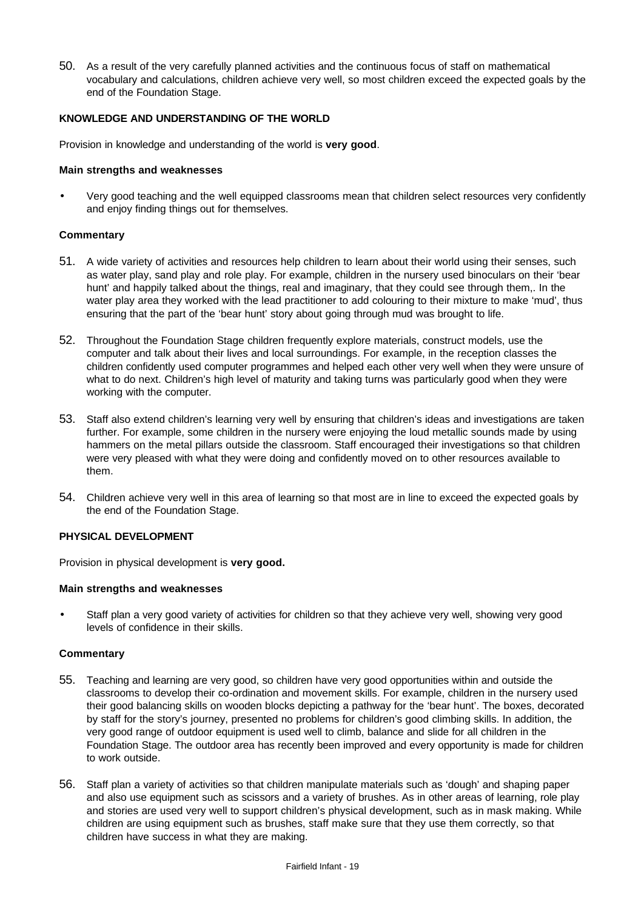50. As a result of the very carefully planned activities and the continuous focus of staff on mathematical vocabulary and calculations, children achieve very well, so most children exceed the expected goals by the end of the Foundation Stage.

### KNOWLEDGE AND UNDERSTANDING OF THE WORLD

Provision in knowledge and understanding of the world is **very good**.

#### Main strengths and weaknesses

- Very good teaching and the well equipped classrooms mean that children select resources very confidently and enjoy finding things out for themselves.

#### Commentary

51. A wide variety of activities and resources help children to learn about their world using their senses, such as water play, sand play and role play. For example, children in the nursery used binoculars on their 'bear hunt' and happily talked about the things, real and imaginary, that they could see through them,. In the water play area they worked with the lead practitioner to add colouring to their mixture to make 'mud', thus ensuring that the part of the 'bear hunt' story about going through mud was brought to life.

52. Throughout the Foundation Stage children frequently explore materials, construct models, use the computer and talk about their lives and local surroundings. For example, in the reception classes the children confidently used computer programmes and helped each other very well when they were unsure of what to do next. Children's high level of maturity and taking turns was particularly good when they were working with the computer.

53. Staff also extend children's learning very well by ensuring that children's ideas and investigations are taken further. For example, some children in the nursery were enjoying the loud metallic sounds made by using hammers on the metal pillars outside the classroom. Staff encouraged their investigations so that children were very pleased with what they were doing and confidently moved on to other resources available to them.

54. Children achieve very well in this area of learning so that most are in line to exceed the expected goals by the end of the Foundation Stage.

### PHYSICAL DEVELOPMENT

Provision in physical development is **very good.**

#### Main strengths and weaknesses

- Staff plan a very good variety of activities for children so that they achieve very well, showing very good levels of confidence in their skills.

#### Commentary

55. Teaching and learning are very good, so children have very good opportunities within and outside the classrooms to develop their co-ordination and movement skills. For example, children in the nursery used their good balancing skills on wooden blocks depicting a pathway for the 'bear hunt'. The boxes, decorated by staff for the story's journey, presented no problems for children's good climbing skills. In addition, the very good range of outdoor equipment is used well to climb, balance and slide for all children in the Foundation Stage. The outdoor area has recently been improved and every opportunity is made for children to work outside.

56. Staff plan a variety of activities so that children manipulate materials such as 'dough' and shaping paper and also use equipment such as scissors and a variety of brushes. As in other areas of learning, role play and stories are used very well to support children's physical development, such as in mask making. While children are using equipment such as brushes, staff make sure that they use them correctly, so that children have success in what they are making.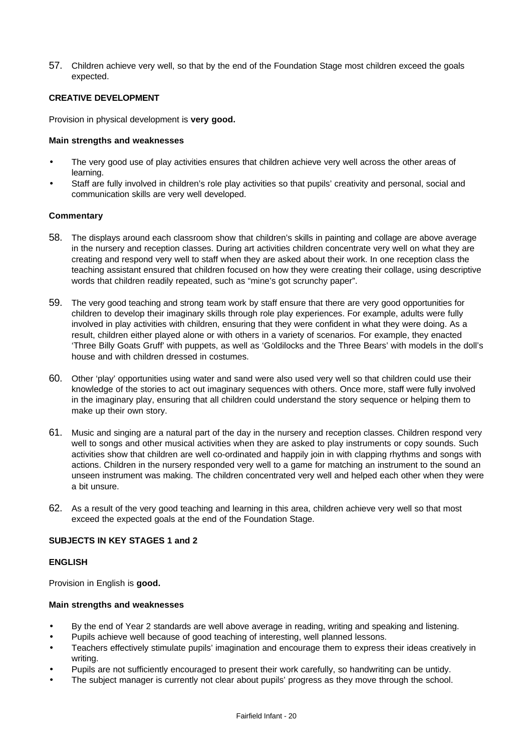57. Children achieve very well, so that by the end of the Foundation Stage most children exceed the goals expected.

**CREATIVE DEVELOPMENT**

Provision in physical development is **very good.**

**Main strengths and weaknesses**

- The very good use of play activities ensures that children achieve very well across the other areas of learning.
- Staff are fully involved in children's role play activities so that pupils' creativity and personal, social and communication skills are very well developed.

**Commentary**

58. The displays around each classroom show that children's skills in painting and collage are above average in the nursery and reception classes. During art activities children concentrate very well on what they are creating and respond very well to staff when they are asked about their work. In one reception class the teaching assistant ensured that children focused on how they were creating their collage, using descriptive words that children readily repeated, such as "mine's got scrunchy paper".

59. The very good teaching and strong team work by staff ensure that there are very good opportunities for children to develop their imaginary skills through role play experiences. For example, adults were fully involved in play activities with children, ensuring that they were confident in what they were doing. As a result, children either played alone or with others in a variety of scenarios. For example, they enacted 'Three Billy Goats Gruff' with puppets, as well as 'Goldilocks and the Three Bears' with models in the doll's house and with children dressed in costumes.

60. Other 'play' opportunities using water and sand were also used very well so that children could use their knowledge of the stories to act out imaginary sequences with others. Once more, staff were fully involved in the imaginary play, ensuring that all children could understand the story sequence or helping them to make up their own story.

61. Music and singing are a natural part of the day in the nursery and reception classes. Children respond very well to songs and other musical activities when they are asked to play instruments or copy sounds. Such activities show that children are well co-ordinated and happily join in with clapping rhythms and songs with actions. Children in the nursery responded very well to a game for matching an instrument to the sound an unseen instrument was making. The children concentrated very well and helped each other when they were a bit unsure.

62. As a result of the very good teaching and learning in this area, children achieve very well so that most exceed the expected goals at the end of the Foundation Stage.

**SUBJECTS IN KEY STAGES 1 and 2**

**ENGLISH**

Provision in English is **good.**

**Main strengths and weaknesses**

- By the end of Year 2 standards are well above average in reading, writing and speaking and listening.
- Pupils achieve well because of good teaching of interesting, well planned lessons.
- Teachers effectively stimulate pupils' imagination and encourage them to express their ideas creatively in writing.
- Pupils are not sufficiently encouraged to present their work carefully, so handwriting can be untidy.
- The subject manager is currently not clear about pupils' progress as they move through the school.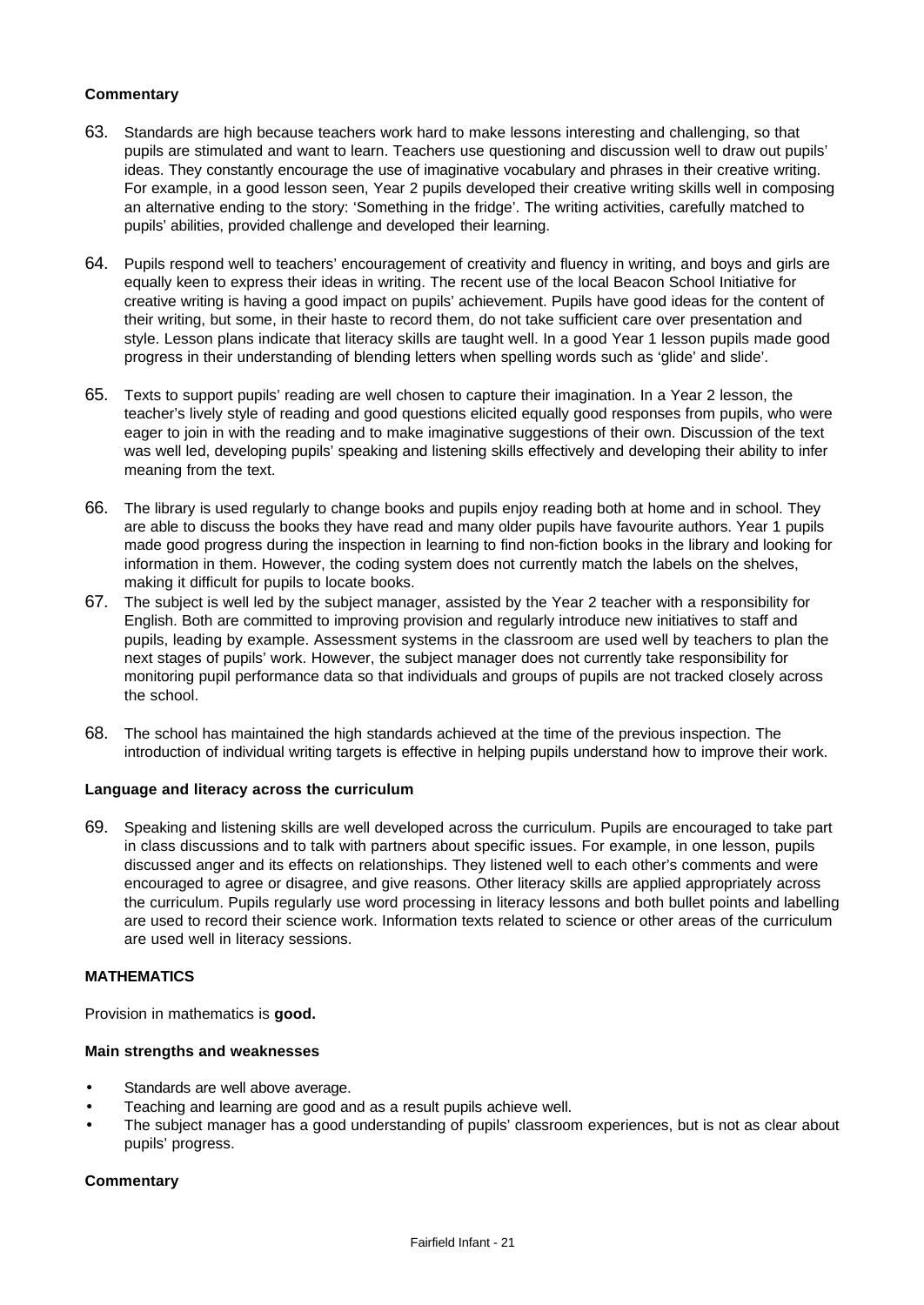**Commentary**

63. Standards are high because teachers work hard to make lessons interesting and challenging, so that pupils are stimulated and want to learn. Teachers use questioning and discussion well to draw out pupils' ideas. They constantly encourage the use of imaginative vocabulary and phrases in their creative writing. For example, in a good lesson seen, Year 2 pupils developed their creative writing skills well in composing an alternative ending to the story: 'Something in the fridge'. The writing activities, carefully matched to pupils' abilities, provided challenge and developed their learning.

64. Pupils respond well to teachers' encouragement of creativity and fluency in writing, and boys and girls are equally keen to express their ideas in writing. The recent use of the local Beacon School Initiative for creative writing is having a good impact on pupils' achievement. Pupils have good ideas for the content of their writing, but some, in their haste to record them, do not take sufficient care over presentation and style. Lesson plans indicate that literacy skills are taught well. In a good Year 1 lesson pupils made good progress in their understanding of blending letters when spelling words such as 'glide' and slide'.

65. Texts to support pupils' reading are well chosen to capture their imagination. In a Year 2 lesson, the teacher's lively style of reading and good questions elicited equally good responses from pupils, who were eager to join in with the reading and to make imaginative suggestions of their own. Discussion of the text was well led, developing pupils' speaking and listening skills effectively and developing their ability to infer meaning from the text.

66. The library is used regularly to change books and pupils enjoy reading both at home and in school. They are able to discuss the books they have read and many older pupils have favourite authors. Year 1 pupils made good progress during the inspection in learning to find non-fiction books in the library and looking for information in them. However, the coding system does not currently match the labels on the shelves, making it difficult for pupils to locate books.

67. The subject is well led by the subject manager, assisted by the Year 2 teacher with a responsibility for English. Both are committed to improving provision and regularly introduce new initiatives to staff and pupils, leading by example. Assessment systems in the classroom are used well by teachers to plan the next stages of pupils' work. However, the subject manager does not currently take responsibility for monitoring pupil performance data so that individuals and groups of pupils are not tracked closely across the school.

68. The school has maintained the high standards achieved at the time of the previous inspection. The introduction of individual writing targets is effective in helping pupils understand how to improve their work.

**Language and literacy across the curriculum**

69. Speaking and listening skills are well developed across the curriculum. Pupils are encouraged to take part in class discussions and to talk with partners about specific issues. For example, in one lesson, pupils discussed anger and its effects on relationships. They listened well to each other's comments and were encouraged to agree or disagree, and give reasons. Other literacy skills are applied appropriately across the curriculum. Pupils regularly use word processing in literacy lessons and both bullet points and labelling are used to record their science work. Information texts related to science or other areas of the curriculum are used well in literacy sessions.

**MATHEMATICS**

Provision in mathematics is **good.**

**Main strengths and weaknesses**

- Standards are well above average.
- Teaching and learning are good and as a result pupils achieve well.
- The subject manager has a good understanding of pupils' classroom experiences, but is not as clear about pupils' progress.

**Commentary**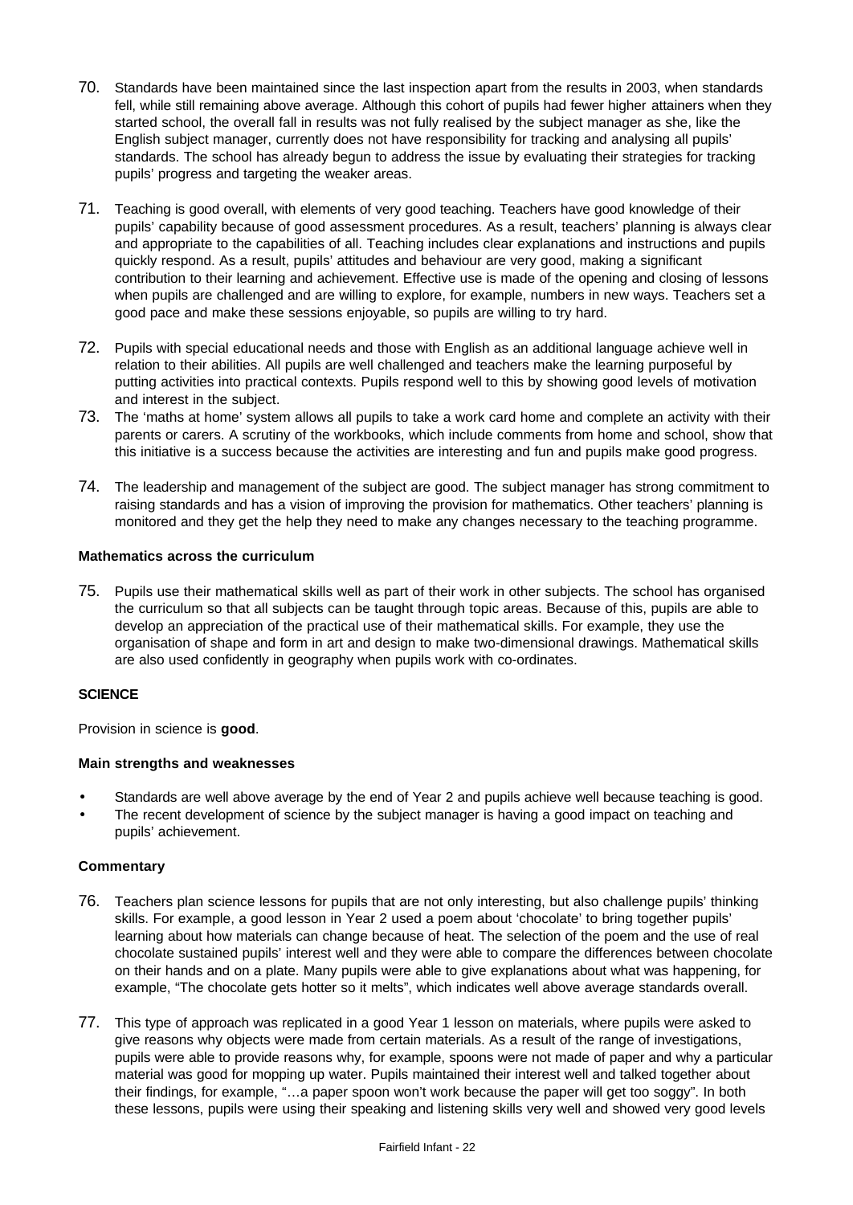70. Standards have been maintained since the last inspection apart from the results in 2003, when standards fell, while still remaining above average. Although this cohort of pupils had fewer higher attainers when they started school, the overall fall in results was not fully realised by the subject manager as she, like the English subject manager, currently does not have responsibility for tracking and analysing all pupils' standards. The school has already begun to address the issue by evaluating their strategies for tracking pupils' progress and targeting the weaker areas.

71. Teaching is good overall, with elements of very good teaching. Teachers have good knowledge of their pupils' capability because of good assessment procedures. As a result, teachers' planning is always clear and appropriate to the capabilities of all. Teaching includes clear explanations and instructions and pupils quickly respond. As a result, pupils' attitudes and behaviour are very good, making a significant contribution to their learning and achievement. Effective use is made of the opening and closing of lessons when pupils are challenged and are willing to explore, for example, numbers in new ways. Teachers set a good pace and make these sessions enjoyable, so pupils are willing to try hard.

72. Pupils with special educational needs and those with English as an additional language achieve well in relation to their abilities. All pupils are well challenged and teachers make the learning purposeful by putting activities into practical contexts. Pupils respond well to this by showing good levels of motivation and interest in the subject.

73. The 'maths at home' system allows all pupils to take a work card home and complete an activity with their parents or carers. A scrutiny of the workbooks, which include comments from home and school, show that this initiative is a success because the activities are interesting and fun and pupils make good progress.

74. The leadership and management of the subject are good. The subject manager has strong commitment to raising standards and has a vision of improving the provision for mathematics. Other teachers' planning is monitored and they get the help they need to make any changes necessary to the teaching programme.

**Mathematics across the curriculum**

75. Pupils use their mathematical skills well as part of their work in other subjects. The school has organised the curriculum so that all subjects can be taught through topic areas. Because of this, pupils are able to develop an appreciation of the practical use of their mathematical skills. For example, they use the organisation of shape and form in art and design to make two-dimensional drawings. Mathematical skills are also used confidently in geography when pupils work with co-ordinates.

**SCIENCE**

Provision in science is **good**.

**Main strengths and weaknesses**

- Standards are well above average by the end of Year 2 and pupils achieve well because teaching is good.
- The recent development of science by the subject manager is having a good impact on teaching and pupils' achievement.

**Commentary**

76. Teachers plan science lessons for pupils that are not only interesting, but also challenge pupils' thinking skills. For example, a good lesson in Year 2 used a poem about 'chocolate' to bring together pupils' learning about how materials can change because of heat. The selection of the poem and the use of real chocolate sustained pupils' interest well and they were able to compare the differences between chocolate on their hands and on a plate. Many pupils were able to give explanations about what was happening, for example, "The chocolate gets hotter so it melts", which indicates well above average standards overall.

77. This type of approach was replicated in a good Year 1 lesson on materials, where pupils were asked to give reasons why objects were made from certain materials. As a result of the range of investigations, pupils were able to provide reasons why, for example, spoons were not made of paper and why a particular material was good for mopping up water. Pupils maintained their interest well and talked together about their findings, for example, "…a paper spoon won't work because the paper will get too soggy". In both these lessons, pupils were using their speaking and listening skills very well and showed very good levels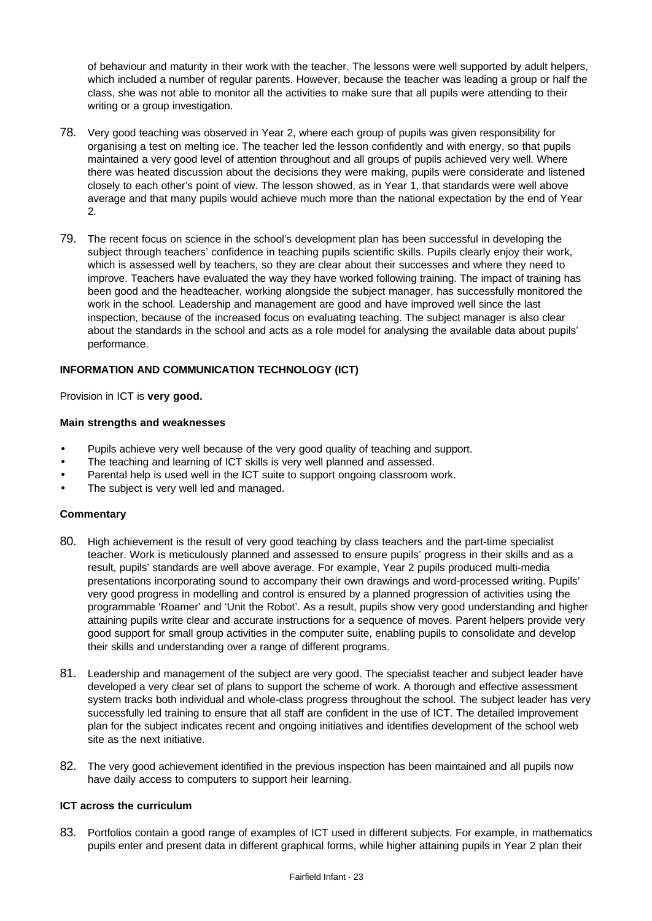of behaviour and maturity in their work with the teacher. The lessons were well supported by adult helpers, which included a number of regular parents. However, because the teacher was leading a group or half the class, she was not able to monitor all the activities to make sure that all pupils were attending to their writing or a group investigation.

78. Very good teaching was observed in Year 2, where each group of pupils was given responsibility for organising a test on melting ice. The teacher led the lesson confidently and with energy, so that pupils maintained a very good level of attention throughout and all groups of pupils achieved very well. Where there was heated discussion about the decisions they were making, pupils were considerate and listened closely to each other's point of view. The lesson showed, as in Year 1, that standards were well above average and that many pupils would achieve much more than the national expectation by the end of Year 2.

79. The recent focus on science in the school's development plan has been successful in developing the subject through teachers' confidence in teaching pupils scientific skills. Pupils clearly enjoy their work, which is assessed well by teachers, so they are clear about their successes and where they need to improve. Teachers have evaluated the way they have worked following training. The impact of training has been good and the headteacher, working alongside the subject manager, has successfully monitored the work in the school. Leadership and management are good and have improved well since the last inspection, because of the increased focus on evaluating teaching. The subject manager is also clear about the standards in the school and acts as a role model for analysing the available data about pupils' performance.

### INFORMATION AND COMMUNICATION TECHNOLOGY (ICT)

Provision in ICT is **very good.**

**Main strengths and weaknesses**

- Pupils achieve very well because of the very good quality of teaching and support.
- The teaching and learning of ICT skills is very well planned and assessed.
- Parental help is used well in the ICT suite to support ongoing classroom work.
- The subject is very well led and managed.

**Commentary**

80. High achievement is the result of very good teaching by class teachers and the part-time specialist teacher. Work is meticulously planned and assessed to ensure pupils' progress in their skills and as a result, pupils' standards are well above average. For example, Year 2 pupils produced multi-media presentations incorporating sound to accompany their own drawings and word-processed writing. Pupils' very good progress in modelling and control is ensured by a planned progression of activities using the programmable 'Roamer' and 'Unit the Robot'. As a result, pupils show very good understanding and higher attaining pupils write clear and accurate instructions for a sequence of moves. Parent helpers provide very good support for small group activities in the computer suite, enabling pupils to consolidate and develop their skills and understanding over a range of different programs.

81. Leadership and management of the subject are very good. The specialist teacher and subject leader have developed a very clear set of plans to support the scheme of work. A thorough and effective assessment system tracks both individual and whole-class progress throughout the school. The subject leader has very successfully led training to ensure that all staff are confident in the use of ICT. The detailed improvement plan for the subject indicates recent and ongoing initiatives and identifies development of the school web site as the next initiative.

82. The very good achievement identified in the previous inspection has been maintained and all pupils now have daily access to computers to support heir learning.

**ICT across the curriculum**

83. Portfolios contain a good range of examples of ICT used in different subjects. For example, in mathematics pupils enter and present data in different graphical forms, while higher attaining pupils in Year 2 plan their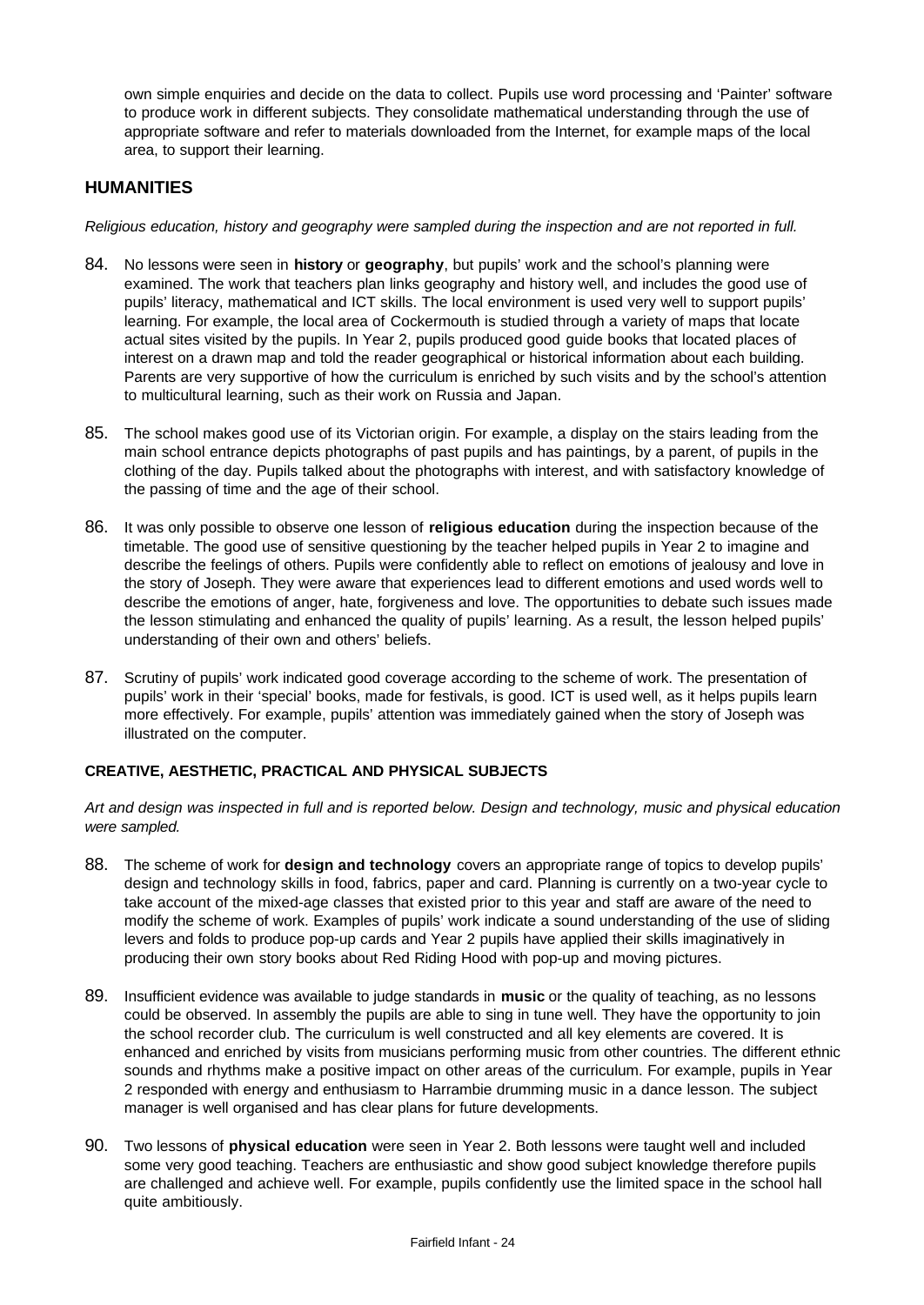own simple enquiries and decide on the data to collect. Pupils use word processing and 'Painter' software to produce work in different subjects. They consolidate mathematical understanding through the use of appropriate software and refer to materials downloaded from the Internet, for example maps of the local area, to support their learning.

## HUMANITIES

*Religious education, history and geography were sampled during the inspection and are not reported in full.*

84. No lessons were seen in **history** or **geography**, but pupils' work and the school's planning were examined. The work that teachers plan links geography and history well, and includes the good use of pupils' literacy, mathematical and ICT skills. The local environment is used very well to support pupils' learning. For example, the local area of Cockermouth is studied through a variety of maps that locate actual sites visited by the pupils. In Year 2, pupils produced good guide books that located places of interest on a drawn map and told the reader geographical or historical information about each building. Parents are very supportive of how the curriculum is enriched by such visits and by the school's attention to multicultural learning, such as their work on Russia and Japan.

85. The school makes good use of its Victorian origin. For example, a display on the stairs leading from the main school entrance depicts photographs of past pupils and has paintings, by a parent, of pupils in the clothing of the day. Pupils talked about the photographs with interest, and with satisfactory knowledge of the passing of time and the age of their school.

86. It was only possible to observe one lesson of **religious education** during the inspection because of the timetable. The good use of sensitive questioning by the teacher helped pupils in Year 2 to imagine and describe the feelings of others. Pupils were confidently able to reflect on emotions of jealousy and love in the story of Joseph. They were aware that experiences lead to different emotions and used words well to describe the emotions of anger, hate, forgiveness and love. The opportunities to debate such issues made the lesson stimulating and enhanced the quality of pupils' learning. As a result, the lesson helped pupils' understanding of their own and others' beliefs.

87. Scrutiny of pupils' work indicated good coverage according to the scheme of work. The presentation of pupils' work in their 'special' books, made for festivals, is good. ICT is used well, as it helps pupils learn more effectively. For example, pupils' attention was immediately gained when the story of Joseph was illustrated on the computer.

### CREATIVE, AESTHETIC, PRACTICAL AND PHYSICAL SUBJECTS

*Art and design was inspected in full and is reported below. Design and technology, music and physical education were sampled.*

88. The scheme of work for **design and technology** covers an appropriate range of topics to develop pupils' design and technology skills in food, fabrics, paper and card. Planning is currently on a two-year cycle to take account of the mixed-age classes that existed prior to this year and staff are aware of the need to modify the scheme of work. Examples of pupils' work indicate a sound understanding of the use of sliding levers and folds to produce pop-up cards and Year 2 pupils have applied their skills imaginatively in producing their own story books about Red Riding Hood with pop-up and moving pictures.

89. Insufficient evidence was available to judge standards in **music** or the quality of teaching, as no lessons could be observed. In assembly the pupils are able to sing in tune well. They have the opportunity to join the school recorder club. The curriculum is well constructed and all key elements are covered. It is enhanced and enriched by visits from musicians performing music from other countries. The different ethnic sounds and rhythms make a positive impact on other areas of the curriculum. For example, pupils in Year 2 responded with energy and enthusiasm to Harrambie drumming music in a dance lesson. The subject manager is well organised and has clear plans for future developments.

90. Two lessons of **physical education** were seen in Year 2. Both lessons were taught well and included some very good teaching. Teachers are enthusiastic and show good subject knowledge therefore pupils are challenged and achieve well. For example, pupils confidently use the limited space in the school hall quite ambitiously.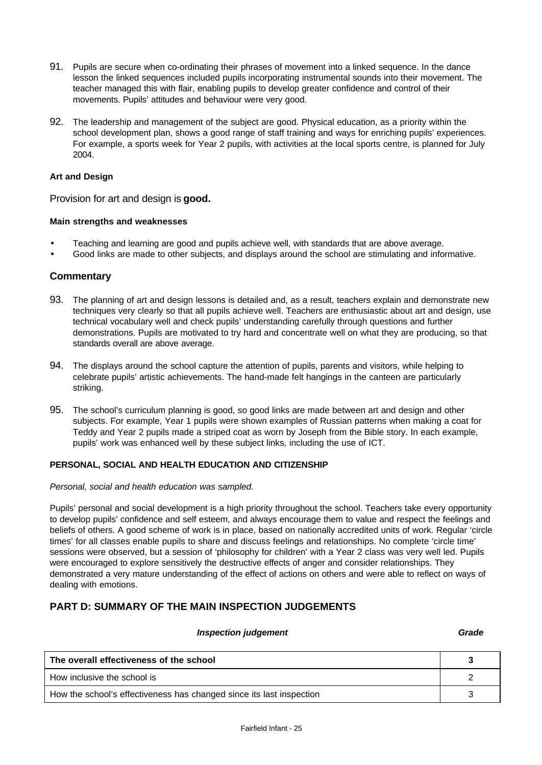91. Pupils are secure when co-ordinating their phrases of movement into a linked sequence. In the dance lesson the linked sequences included pupils incorporating instrumental sounds into their movement. The teacher managed this with flair, enabling pupils to develop greater confidence and control of their movements. Pupils' attitudes and behaviour were very good.

92. The leadership and management of the subject are good. Physical education, as a priority within the school development plan, shows a good range of staff training and ways for enriching pupils' experiences. For example, a sports week for Year 2 pupils, with activities at the local sports centre, is planned for July 2004.

#### Art and Design

Provision for art and design is **good.**

**Main strengths and weaknesses**

- Teaching and learning are good and pupils achieve well, with standards that are above average.
- Good links are made to other subjects, and displays around the school are stimulating and informative.

### Commentary

93. The planning of art and design lessons is detailed and, as a result, teachers explain and demonstrate new techniques very clearly so that all pupils achieve well. Teachers are enthusiastic about art and design, use technical vocabulary well and check pupils' understanding carefully through questions and further demonstrations. Pupils are motivated to try hard and concentrate well on what they are producing, so that standards overall are above average.

94. The displays around the school capture the attention of pupils, parents and visitors, while helping to celebrate pupils' artistic achievements. The hand-made felt hangings in the canteen are particularly striking.

95. The school's curriculum planning is good, so good links are made between art and design and other subjects. For example, Year 1 pupils were shown examples of Russian patterns when making a coat for Teddy and Year 2 pupils made a striped coat as worn by Joseph from the Bible story. In each example, pupils' work was enhanced well by these subject links, including the use of ICT.

#### PERSONAL, SOCIAL AND HEALTH EDUCATION AND CITIZENSHIP

*Personal, social and health education was sampled.*

Pupils' personal and social development is a high priority throughout the school. Teachers take every opportunity to develop pupils' confidence and self esteem, and always encourage them to value and respect the feelings and beliefs of others. A good scheme of work is in place, based on nationally accredited units of work. Regular 'circle times' for all classes enable pupils to share and discuss feelings and relationships. No complete 'circle time' sessions were observed, but a session of 'philosophy for children' with a Year 2 class was very well led. Pupils were encouraged to explore sensitively the destructive effects of anger and consider relationships. They demonstrated a very mature understanding of the effect of actions on others and were able to reflect on ways of dealing with emotions.

## PART D: SUMMARY OF THE MAIN INSPECTION JUDGEMENTS

| *Inspection judgement* | *Grade* |
|---|---|
| **The overall effectiveness of the school** | **3** |
| How inclusive the school is | 2 |
| How the school's effectiveness has changed since its last inspection | 3 |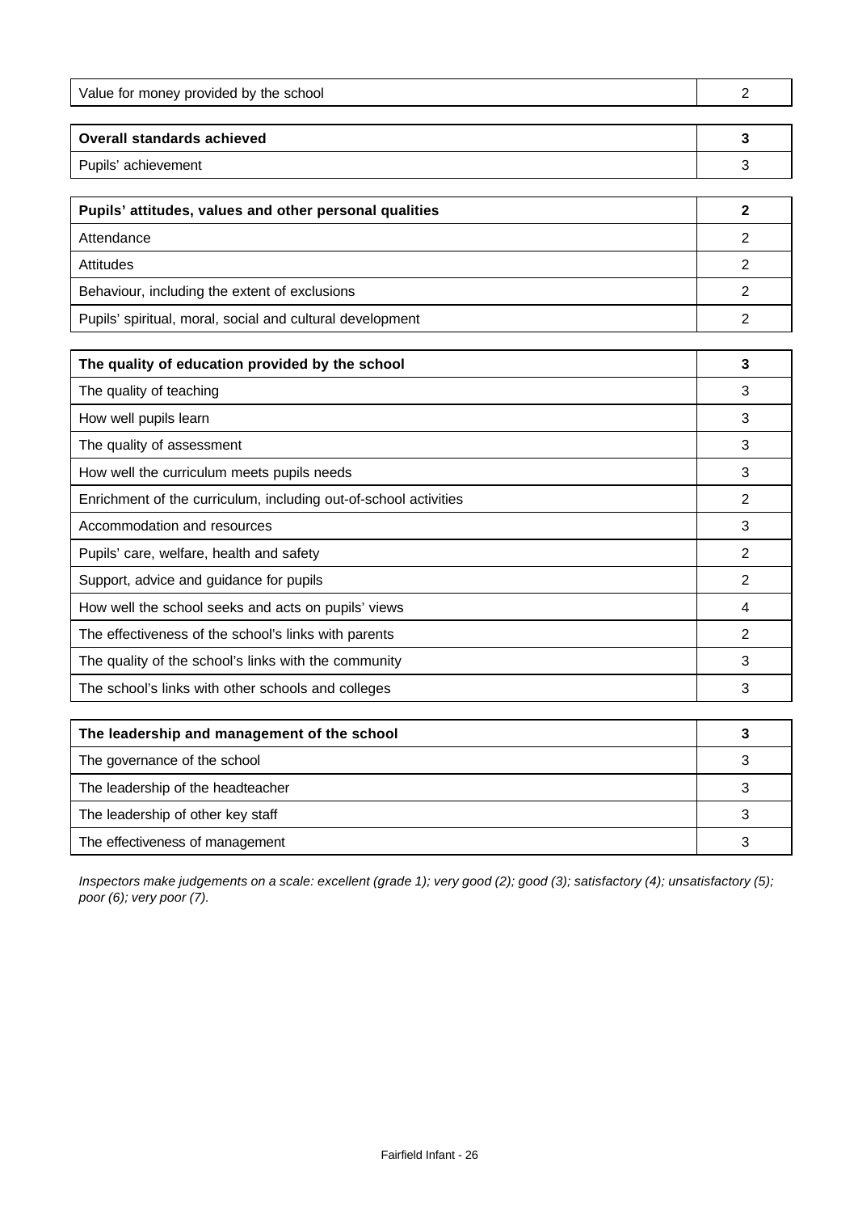| | |
|---|---|
| Value for money provided by the school | 2 |

| | |
|---|---|
| **Overall standards achieved** | **3** |
| Pupils' achievement | 3 |

| | |
|---|---|
| **Pupils' attitudes, values and other personal qualities** | **2** |
| Attendance | 2 |
| Attitudes | 2 |
| Behaviour, including the extent of exclusions | 2 |
| Pupils' spiritual, moral, social and cultural development | 2 |

| | |
|---|---|
| **The quality of education provided by the school** | **3** |
| The quality of teaching | 3 |
| How well pupils learn | 3 |
| The quality of assessment | 3 |
| How well the curriculum meets pupils needs | 3 |
| Enrichment of the curriculum, including out-of-school activities | 2 |
| Accommodation and resources | 3 |
| Pupils' care, welfare, health and safety | 2 |
| Support, advice and guidance for pupils | 2 |
| How well the school seeks and acts on pupils' views | 4 |
| The effectiveness of the school's links with parents | 2 |
| The quality of the school's links with the community | 3 |
| The school's links with other schools and colleges | 3 |

| | |
|---|---|
| **The leadership and management of the school** | **3** |
| The governance of the school | 3 |
| The leadership of the headteacher | 3 |
| The leadership of other key staff | 3 |
| The effectiveness of management | 3 |

*Inspectors make judgements on a scale: excellent (grade 1); very good (2); good (3); satisfactory (4); unsatisfactory (5); poor (6); very poor (7).*